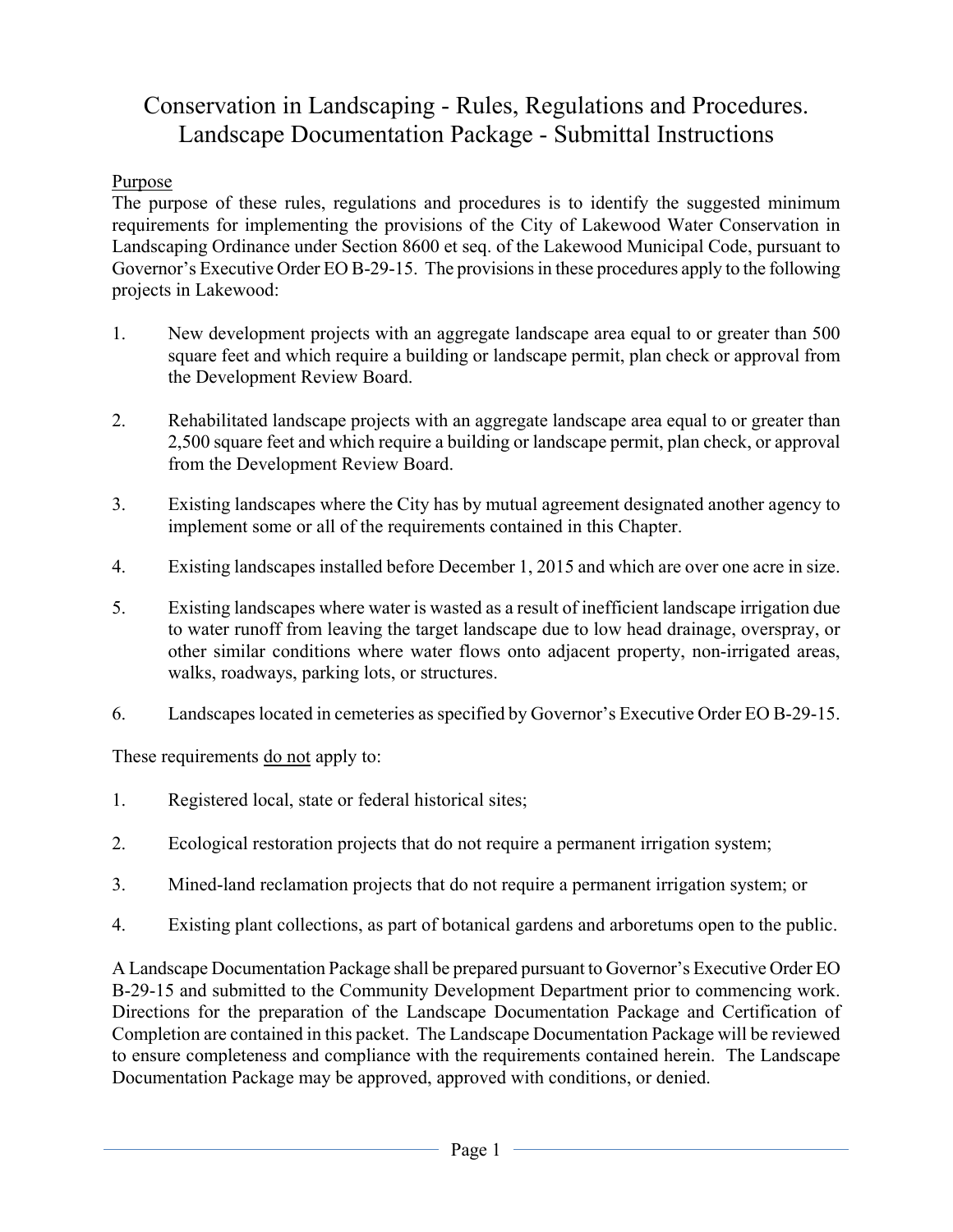# Conservation in Landscaping - Rules, Regulations and Procedures. Landscape Documentation Package - Submittal Instructions

## Purpose

The purpose of these rules, regulations and procedures is to identify the suggested minimum requirements for implementing the provisions of the City of Lakewood Water Conservation in Landscaping Ordinance under Section 8600 et seq. of the Lakewood Municipal Code, pursuant to Governor's Executive Order EO B-29-15. The provisions in these procedures apply to the following projects in Lakewood:

1. New development projects with an aggregate landscape area equal to or greater than 500 square feet and which require a building or landscape permit, plan check or approval from the Development Review Board.

2. Rehabilitated landscape projects with an aggregate landscape area equal to or greater than 2,500 square feet and which require a building or landscape permit, plan check, or approval from the Development Review Board.

3. Existing landscapes where the City has by mutual agreement designated another agency to implement some or all of the requirements contained in this Chapter.

4. Existing landscapes installed before December 1, 2015 and which are over one acre in size.

5. Existing landscapes where water is wasted as a result of inefficient landscape irrigation due to water runoff from leaving the target landscape due to low head drainage, overspray, or other similar conditions where water flows onto adjacent property, non-irrigated areas, walks, roadways, parking lots, or structures.

6. Landscapes located in cemeteries as specified by Governor's Executive Order EO B-29-15.

These requirements do not apply to:

1. Registered local, state or federal historical sites;

2. Ecological restoration projects that do not require a permanent irrigation system;

3. Mined-land reclamation projects that do not require a permanent irrigation system; or

4. Existing plant collections, as part of botanical gardens and arboretums open to the public.

A Landscape Documentation Package shall be prepared pursuant to Governor's Executive Order EO B-29-15 and submitted to the Community Development Department prior to commencing work. Directions for the preparation of the Landscape Documentation Package and Certification of Completion are contained in this packet. The Landscape Documentation Package will be reviewed to ensure completeness and compliance with the requirements contained herein. The Landscape Documentation Package may be approved, approved with conditions, or denied.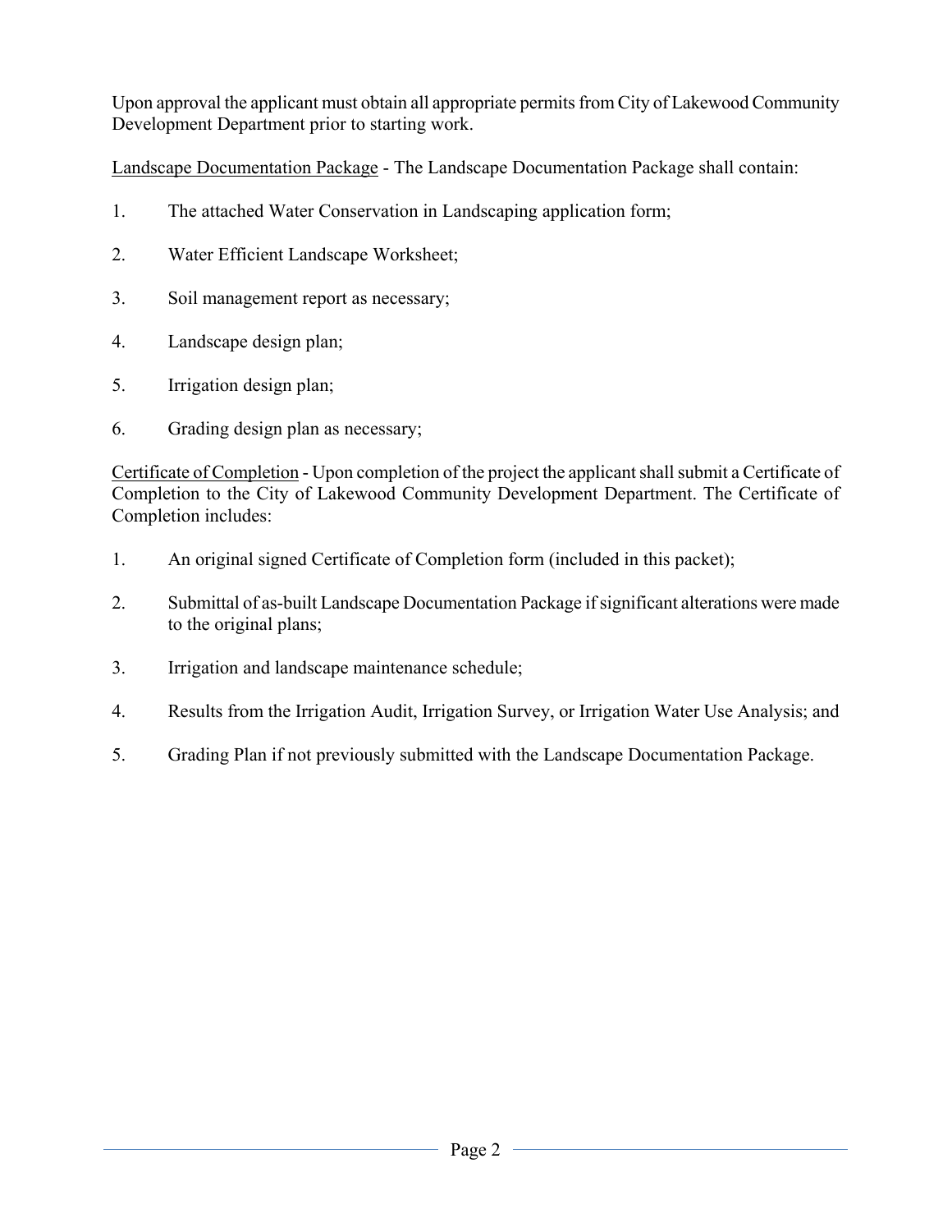Upon approval the applicant must obtain all appropriate permits from City of Lakewood Community Development Department prior to starting work.

Landscape Documentation Package - The Landscape Documentation Package shall contain:

1. The attached Water Conservation in Landscaping application form;
2. Water Efficient Landscape Worksheet;
3. Soil management report as necessary;
4. Landscape design plan;
5. Irrigation design plan;
6. Grading design plan as necessary;

Certificate of Completion - Upon completion of the project the applicant shall submit a Certificate of Completion to the City of Lakewood Community Development Department. The Certificate of Completion includes:

1. An original signed Certificate of Completion form (included in this packet);
2. Submittal of as-built Landscape Documentation Package if significant alterations were made to the original plans;
3. Irrigation and landscape maintenance schedule;
4. Results from the Irrigation Audit, Irrigation Survey, or Irrigation Water Use Analysis; and
5. Grading Plan if not previously submitted with the Landscape Documentation Package.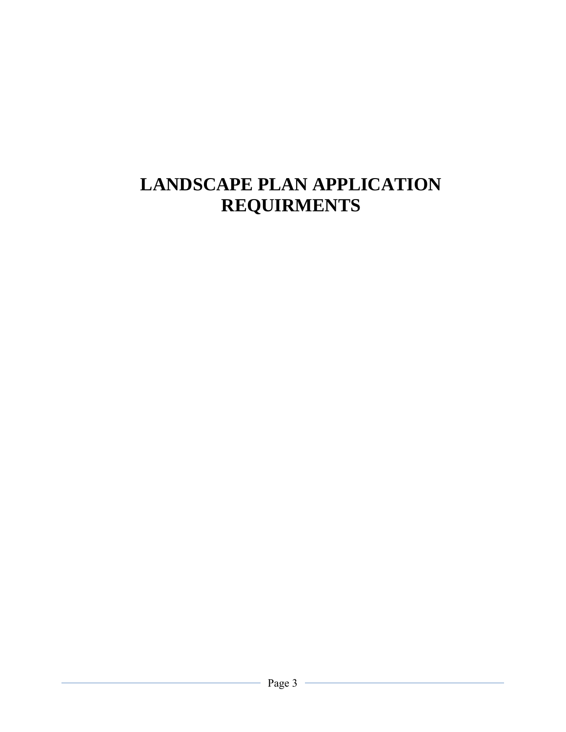# LANDSCAPE PLAN APPLICATION REQUIRMENTS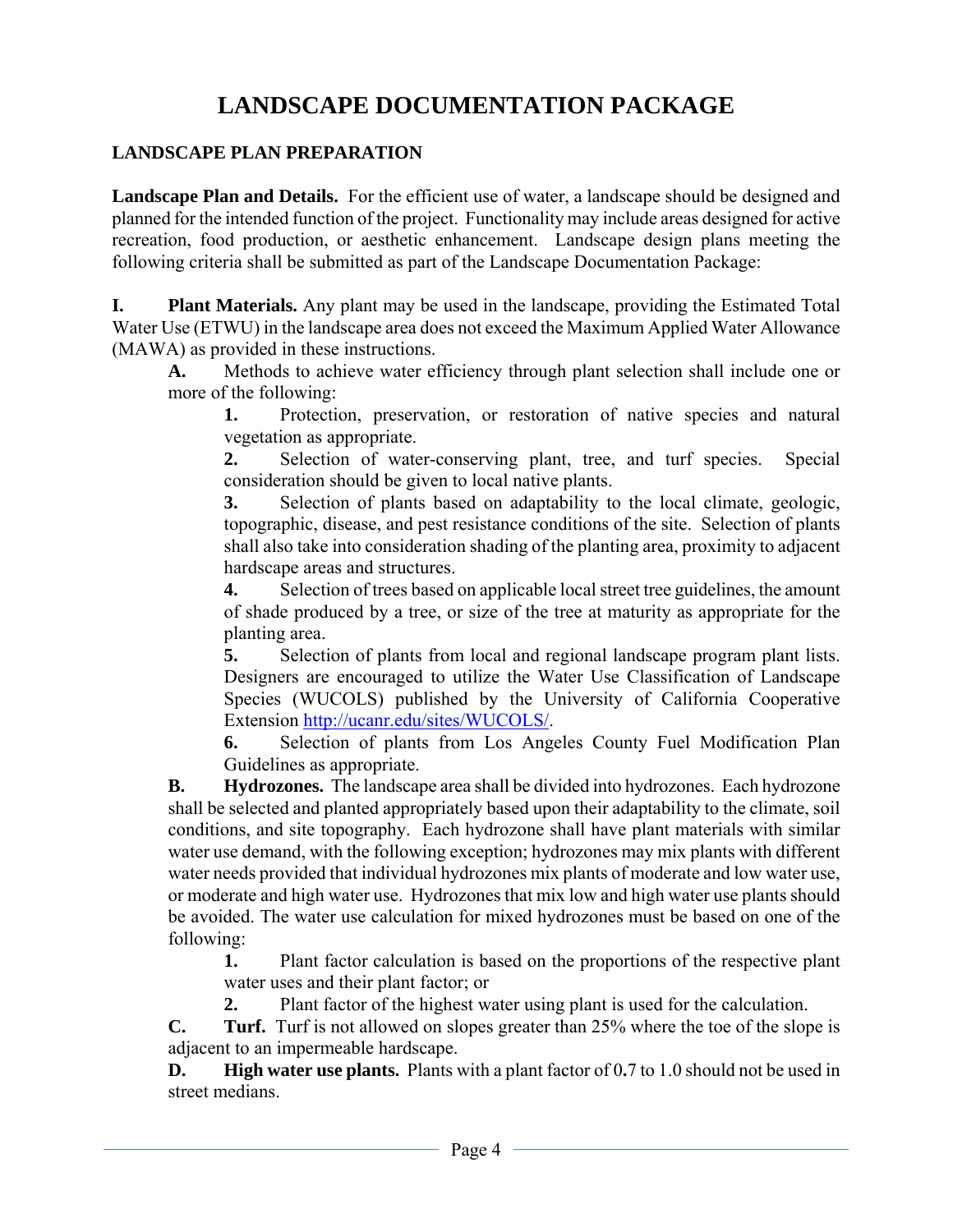# LANDSCAPE DOCUMENTATION PACKAGE

## LANDSCAPE PLAN PREPARATION

**Landscape Plan and Details.** For the efficient use of water, a landscape should be designed and planned for the intended function of the project. Functionality may include areas designed for active recreation, food production, or aesthetic enhancement. Landscape design plans meeting the following criteria shall be submitted as part of the Landscape Documentation Package:

**I. Plant Materials.** Any plant may be used in the landscape, providing the Estimated Total Water Use (ETWU) in the landscape area does not exceed the Maximum Applied Water Allowance (MAWA) as provided in these instructions.

**A.** Methods to achieve water efficiency through plant selection shall include one or more of the following:

**1.** Protection, preservation, or restoration of native species and natural vegetation as appropriate.

**2.** Selection of water-conserving plant, tree, and turf species. Special consideration should be given to local native plants.

**3.** Selection of plants based on adaptability to the local climate, geologic, topographic, disease, and pest resistance conditions of the site. Selection of plants shall also take into consideration shading of the planting area, proximity to adjacent hardscape areas and structures.

**4.** Selection of trees based on applicable local street tree guidelines, the amount of shade produced by a tree, or size of the tree at maturity as appropriate for the planting area.

**5.** Selection of plants from local and regional landscape program plant lists. Designers are encouraged to utilize the Water Use Classification of Landscape Species (WUCOLS) published by the University of California Cooperative Extension [http://ucanr.edu/sites/WUCOLS/](http://ucanr.edu/sites/WUCOLS/).

**6.** Selection of plants from Los Angeles County Fuel Modification Plan Guidelines as appropriate.

**B. Hydrozones.** The landscape area shall be divided into hydrozones. Each hydrozone shall be selected and planted appropriately based upon their adaptability to the climate, soil conditions, and site topography. Each hydrozone shall have plant materials with similar water use demand, with the following exception; hydrozones may mix plants with different water needs provided that individual hydrozones mix plants of moderate and low water use, or moderate and high water use. Hydrozones that mix low and high water use plants should be avoided. The water use calculation for mixed hydrozones must be based on one of the following:

**1.** Plant factor calculation is based on the proportions of the respective plant water uses and their plant factor; or

**2.** Plant factor of the highest water using plant is used for the calculation.

**C. Turf.** Turf is not allowed on slopes greater than 25% where the toe of the slope is adjacent to an impermeable hardscape.

**D. High water use plants.** Plants with a plant factor of 0.7 to 1.0 should not be used in street medians.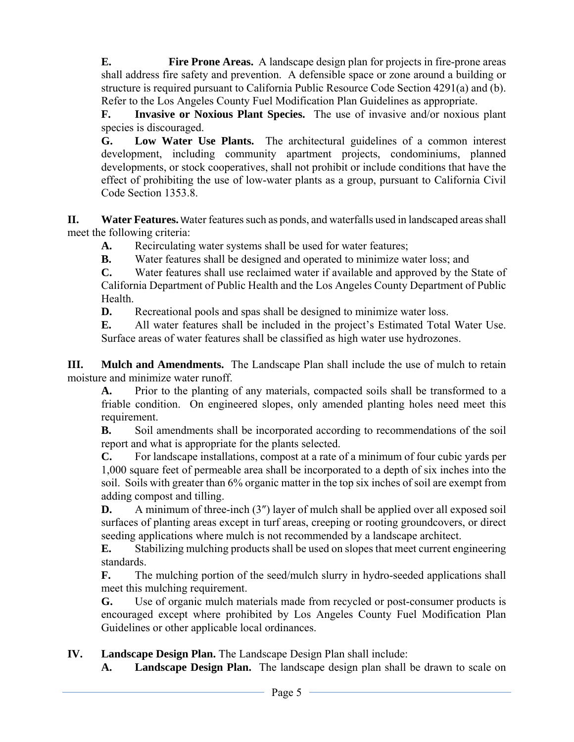**E. Fire Prone Areas.** A landscape design plan for projects in fire-prone areas shall address fire safety and prevention. A defensible space or zone around a building or structure is required pursuant to California Public Resource Code Section 4291(a) and (b). Refer to the Los Angeles County Fuel Modification Plan Guidelines as appropriate.

**F. Invasive or Noxious Plant Species.** The use of invasive and/or noxious plant species is discouraged.

**G. Low Water Use Plants.** The architectural guidelines of a common interest development, including community apartment projects, condominiums, planned developments, or stock cooperatives, shall not prohibit or include conditions that have the effect of prohibiting the use of low-water plants as a group, pursuant to California Civil Code Section 1353.8.

**II. Water Features.** Water features such as ponds, and waterfalls used in landscaped areas shall meet the following criteria:

**A.** Recirculating water systems shall be used for water features;

**B.** Water features shall be designed and operated to minimize water loss; and

**C.** Water features shall use reclaimed water if available and approved by the State of California Department of Public Health and the Los Angeles County Department of Public Health.

**D.** Recreational pools and spas shall be designed to minimize water loss.

**E.** All water features shall be included in the project's Estimated Total Water Use. Surface areas of water features shall be classified as high water use hydrozones.

**III. Mulch and Amendments.** The Landscape Plan shall include the use of mulch to retain moisture and minimize water runoff.

**A.** Prior to the planting of any materials, compacted soils shall be transformed to a friable condition. On engineered slopes, only amended planting holes need meet this requirement.

**B.** Soil amendments shall be incorporated according to recommendations of the soil report and what is appropriate for the plants selected.

**C.** For landscape installations, compost at a rate of a minimum of four cubic yards per 1,000 square feet of permeable area shall be incorporated to a depth of six inches into the soil. Soils with greater than 6% organic matter in the top six inches of soil are exempt from adding compost and tilling.

**D.** A minimum of three-inch (3″) layer of mulch shall be applied over all exposed soil surfaces of planting areas except in turf areas, creeping or rooting groundcovers, or direct seeding applications where mulch is not recommended by a landscape architect.

**E.** Stabilizing mulching products shall be used on slopes that meet current engineering standards.

**F.** The mulching portion of the seed/mulch slurry in hydro-seeded applications shall meet this mulching requirement.

**G.** Use of organic mulch materials made from recycled or post-consumer products is encouraged except where prohibited by Los Angeles County Fuel Modification Plan Guidelines or other applicable local ordinances.

**IV. Landscape Design Plan.** The Landscape Design Plan shall include:

**A. Landscape Design Plan.** The landscape design plan shall be drawn to scale on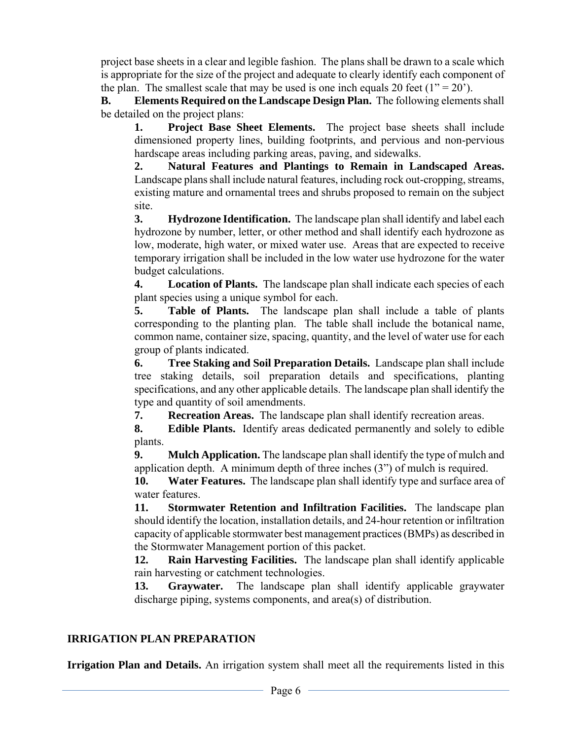project base sheets in a clear and legible fashion. The plans shall be drawn to a scale which is appropriate for the size of the project and adequate to clearly identify each component of the plan. The smallest scale that may be used is one inch equals 20 feet (1" = 20').

**B. Elements Required on the Landscape Design Plan.** The following elements shall be detailed on the project plans:

**1. Project Base Sheet Elements.** The project base sheets shall include dimensioned property lines, building footprints, and pervious and non-pervious hardscape areas including parking areas, paving, and sidewalks.

**2. Natural Features and Plantings to Remain in Landscaped Areas.** Landscape plans shall include natural features, including rock out-cropping, streams, existing mature and ornamental trees and shrubs proposed to remain on the subject site.

**3. Hydrozone Identification.** The landscape plan shall identify and label each hydrozone by number, letter, or other method and shall identify each hydrozone as low, moderate, high water, or mixed water use. Areas that are expected to receive temporary irrigation shall be included in the low water use hydrozone for the water budget calculations.

**4. Location of Plants.** The landscape plan shall indicate each species of each plant species using a unique symbol for each.

**5. Table of Plants.** The landscape plan shall include a table of plants corresponding to the planting plan. The table shall include the botanical name, common name, container size, spacing, quantity, and the level of water use for each group of plants indicated.

**6. Tree Staking and Soil Preparation Details.** Landscape plan shall include tree staking details, soil preparation details and specifications, planting specifications, and any other applicable details. The landscape plan shall identify the type and quantity of soil amendments.

**7. Recreation Areas.** The landscape plan shall identify recreation areas.

**8. Edible Plants.** Identify areas dedicated permanently and solely to edible plants.

**9. Mulch Application.** The landscape plan shall identify the type of mulch and application depth. A minimum depth of three inches (3") of mulch is required.

**10. Water Features.** The landscape plan shall identify type and surface area of water features.

**11. Stormwater Retention and Infiltration Facilities.** The landscape plan should identify the location, installation details, and 24-hour retention or infiltration capacity of applicable stormwater best management practices (BMPs) as described in the Stormwater Management portion of this packet.

**12. Rain Harvesting Facilities.** The landscape plan shall identify applicable rain harvesting or catchment technologies.

**13. Graywater.** The landscape plan shall identify applicable graywater discharge piping, systems components, and area(s) of distribution.

## IRRIGATION PLAN PREPARATION

**Irrigation Plan and Details.** An irrigation system shall meet all the requirements listed in this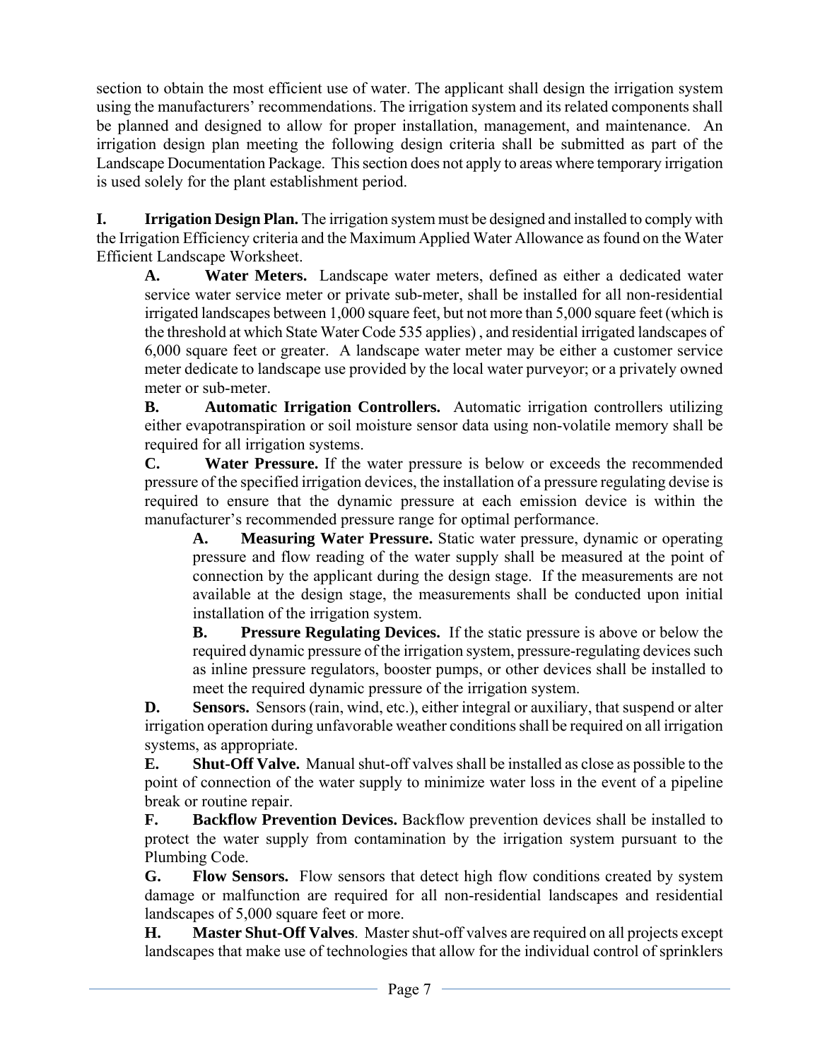section to obtain the most efficient use of water. The applicant shall design the irrigation system using the manufacturers' recommendations. The irrigation system and its related components shall be planned and designed to allow for proper installation, management, and maintenance. An irrigation design plan meeting the following design criteria shall be submitted as part of the Landscape Documentation Package. This section does not apply to areas where temporary irrigation is used solely for the plant establishment period.

**I. Irrigation Design Plan.** The irrigation system must be designed and installed to comply with the Irrigation Efficiency criteria and the Maximum Applied Water Allowance as found on the Water Efficient Landscape Worksheet.

**A. Water Meters.** Landscape water meters, defined as either a dedicated water service water service meter or private sub-meter, shall be installed for all non-residential irrigated landscapes between 1,000 square feet, but not more than 5,000 square feet (which is the threshold at which State Water Code 535 applies) , and residential irrigated landscapes of 6,000 square feet or greater. A landscape water meter may be either a customer service meter dedicate to landscape use provided by the local water purveyor; or a privately owned meter or sub-meter.

**B. Automatic Irrigation Controllers.** Automatic irrigation controllers utilizing either evapotranspiration or soil moisture sensor data using non-volatile memory shall be required for all irrigation systems.

**C. Water Pressure.** If the water pressure is below or exceeds the recommended pressure of the specified irrigation devices, the installation of a pressure regulating devise is required to ensure that the dynamic pressure at each emission device is within the manufacturer's recommended pressure range for optimal performance.

> **A. Measuring Water Pressure.** Static water pressure, dynamic or operating pressure and flow reading of the water supply shall be measured at the point of connection by the applicant during the design stage. If the measurements are not available at the design stage, the measurements shall be conducted upon initial installation of the irrigation system.
>
> **B. Pressure Regulating Devices.** If the static pressure is above or below the required dynamic pressure of the irrigation system, pressure-regulating devices such as inline pressure regulators, booster pumps, or other devices shall be installed to meet the required dynamic pressure of the irrigation system.

**D. Sensors.** Sensors (rain, wind, etc.), either integral or auxiliary, that suspend or alter irrigation operation during unfavorable weather conditions shall be required on all irrigation systems, as appropriate.

**E. Shut-Off Valve.** Manual shut-off valves shall be installed as close as possible to the point of connection of the water supply to minimize water loss in the event of a pipeline break or routine repair.

**F. Backflow Prevention Devices.** Backflow prevention devices shall be installed to protect the water supply from contamination by the irrigation system pursuant to the Plumbing Code.

**G. Flow Sensors.** Flow sensors that detect high flow conditions created by system damage or malfunction are required for all non-residential landscapes and residential landscapes of 5,000 square feet or more.

**H. Master Shut-Off Valves**. Master shut-off valves are required on all projects except landscapes that make use of technologies that allow for the individual control of sprinklers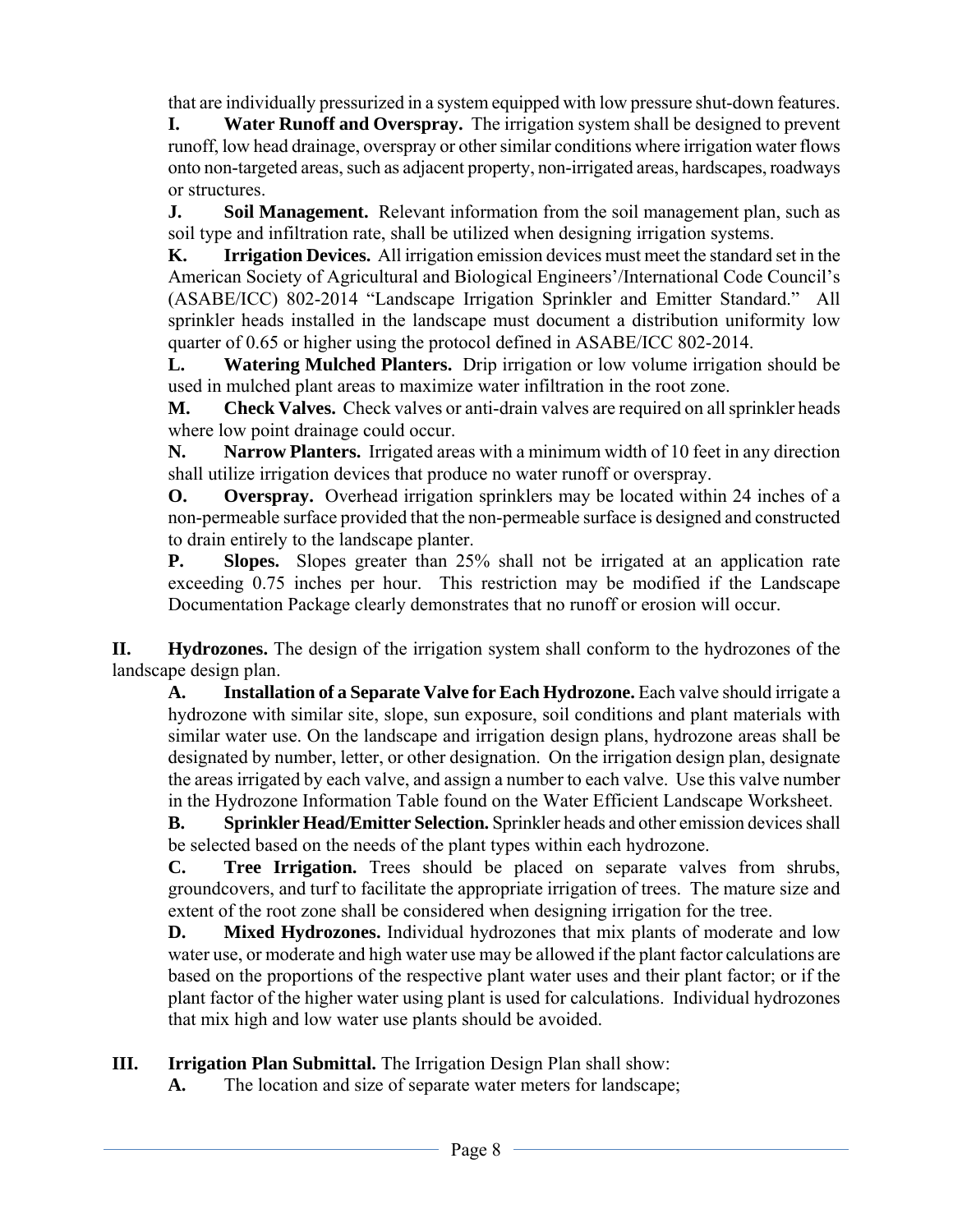that are individually pressurized in a system equipped with low pressure shut-down features.

**I. Water Runoff and Overspray.** The irrigation system shall be designed to prevent runoff, low head drainage, overspray or other similar conditions where irrigation water flows onto non-targeted areas, such as adjacent property, non-irrigated areas, hardscapes, roadways or structures.

**J. Soil Management.** Relevant information from the soil management plan, such as soil type and infiltration rate, shall be utilized when designing irrigation systems.

**K. Irrigation Devices.** All irrigation emission devices must meet the standard set in the American Society of Agricultural and Biological Engineers'/International Code Council's (ASABE/ICC) 802-2014 "Landscape Irrigation Sprinkler and Emitter Standard." All sprinkler heads installed in the landscape must document a distribution uniformity low quarter of 0.65 or higher using the protocol defined in ASABE/ICC 802-2014.

**L. Watering Mulched Planters.** Drip irrigation or low volume irrigation should be used in mulched plant areas to maximize water infiltration in the root zone.

**M. Check Valves.** Check valves or anti-drain valves are required on all sprinkler heads where low point drainage could occur.

**N. Narrow Planters.** Irrigated areas with a minimum width of 10 feet in any direction shall utilize irrigation devices that produce no water runoff or overspray.

**O. Overspray.** Overhead irrigation sprinklers may be located within 24 inches of a non-permeable surface provided that the non-permeable surface is designed and constructed to drain entirely to the landscape planter.

**P. Slopes.** Slopes greater than 25% shall not be irrigated at an application rate exceeding 0.75 inches per hour. This restriction may be modified if the Landscape Documentation Package clearly demonstrates that no runoff or erosion will occur.

**II. Hydrozones.** The design of the irrigation system shall conform to the hydrozones of the landscape design plan.

**A. Installation of a Separate Valve for Each Hydrozone.** Each valve should irrigate a hydrozone with similar site, slope, sun exposure, soil conditions and plant materials with similar water use. On the landscape and irrigation design plans, hydrozone areas shall be designated by number, letter, or other designation. On the irrigation design plan, designate the areas irrigated by each valve, and assign a number to each valve. Use this valve number in the Hydrozone Information Table found on the Water Efficient Landscape Worksheet.

**B. Sprinkler Head/Emitter Selection.** Sprinkler heads and other emission devices shall be selected based on the needs of the plant types within each hydrozone.

**C. Tree Irrigation.** Trees should be placed on separate valves from shrubs, groundcovers, and turf to facilitate the appropriate irrigation of trees. The mature size and extent of the root zone shall be considered when designing irrigation for the tree.

**D. Mixed Hydrozones.** Individual hydrozones that mix plants of moderate and low water use, or moderate and high water use may be allowed if the plant factor calculations are based on the proportions of the respective plant water uses and their plant factor; or if the plant factor of the higher water using plant is used for calculations. Individual hydrozones that mix high and low water use plants should be avoided.

**III. Irrigation Plan Submittal.** The Irrigation Design Plan shall show:

**A.** The location and size of separate water meters for landscape;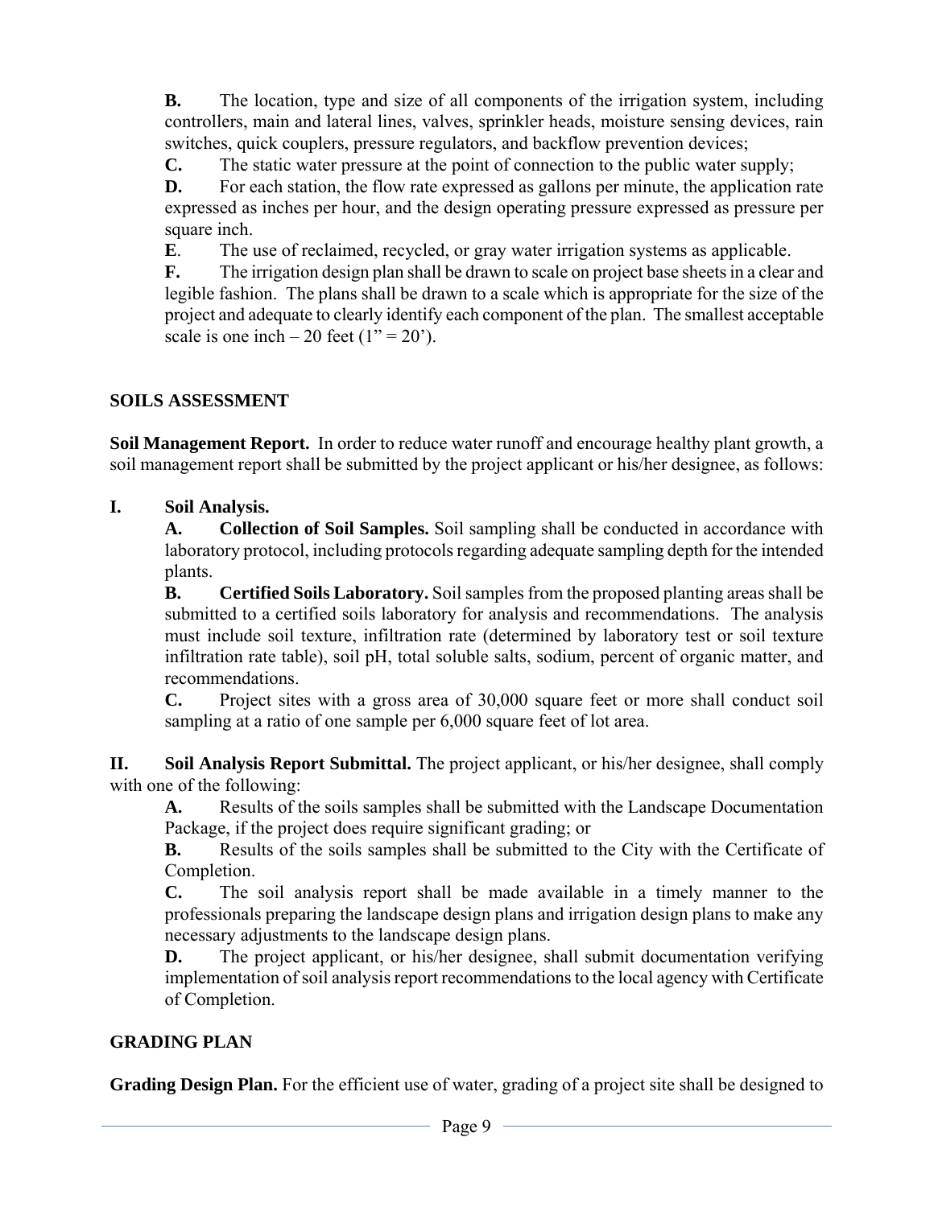**B.** The location, type and size of all components of the irrigation system, including controllers, main and lateral lines, valves, sprinkler heads, moisture sensing devices, rain switches, quick couplers, pressure regulators, and backflow prevention devices;

**C.** The static water pressure at the point of connection to the public water supply;

**D.** For each station, the flow rate expressed as gallons per minute, the application rate expressed as inches per hour, and the design operating pressure expressed as pressure per square inch.

**E**. The use of reclaimed, recycled, or gray water irrigation systems as applicable.

**F.** The irrigation design plan shall be drawn to scale on project base sheets in a clear and legible fashion. The plans shall be drawn to a scale which is appropriate for the size of the project and adequate to clearly identify each component of the plan. The smallest acceptable scale is one inch – 20 feet (1" = 20').

## SOILS ASSESSMENT

**Soil Management Report.** In order to reduce water runoff and encourage healthy plant growth, a soil management report shall be submitted by the project applicant or his/her designee, as follows:

**I. Soil Analysis.**

**A. Collection of Soil Samples.** Soil sampling shall be conducted in accordance with laboratory protocol, including protocols regarding adequate sampling depth for the intended plants.

**B. Certified Soils Laboratory.** Soil samples from the proposed planting areas shall be submitted to a certified soils laboratory for analysis and recommendations. The analysis must include soil texture, infiltration rate (determined by laboratory test or soil texture infiltration rate table), soil pH, total soluble salts, sodium, percent of organic matter, and recommendations.

**C.** Project sites with a gross area of 30,000 square feet or more shall conduct soil sampling at a ratio of one sample per 6,000 square feet of lot area.

**II. Soil Analysis Report Submittal.** The project applicant, or his/her designee, shall comply with one of the following:

**A.** Results of the soils samples shall be submitted with the Landscape Documentation Package, if the project does require significant grading; or

**B.** Results of the soils samples shall be submitted to the City with the Certificate of Completion.

**C.** The soil analysis report shall be made available in a timely manner to the professionals preparing the landscape design plans and irrigation design plans to make any necessary adjustments to the landscape design plans.

**D.** The project applicant, or his/her designee, shall submit documentation verifying implementation of soil analysis report recommendations to the local agency with Certificate of Completion.

## GRADING PLAN

**Grading Design Plan.** For the efficient use of water, grading of a project site shall be designed to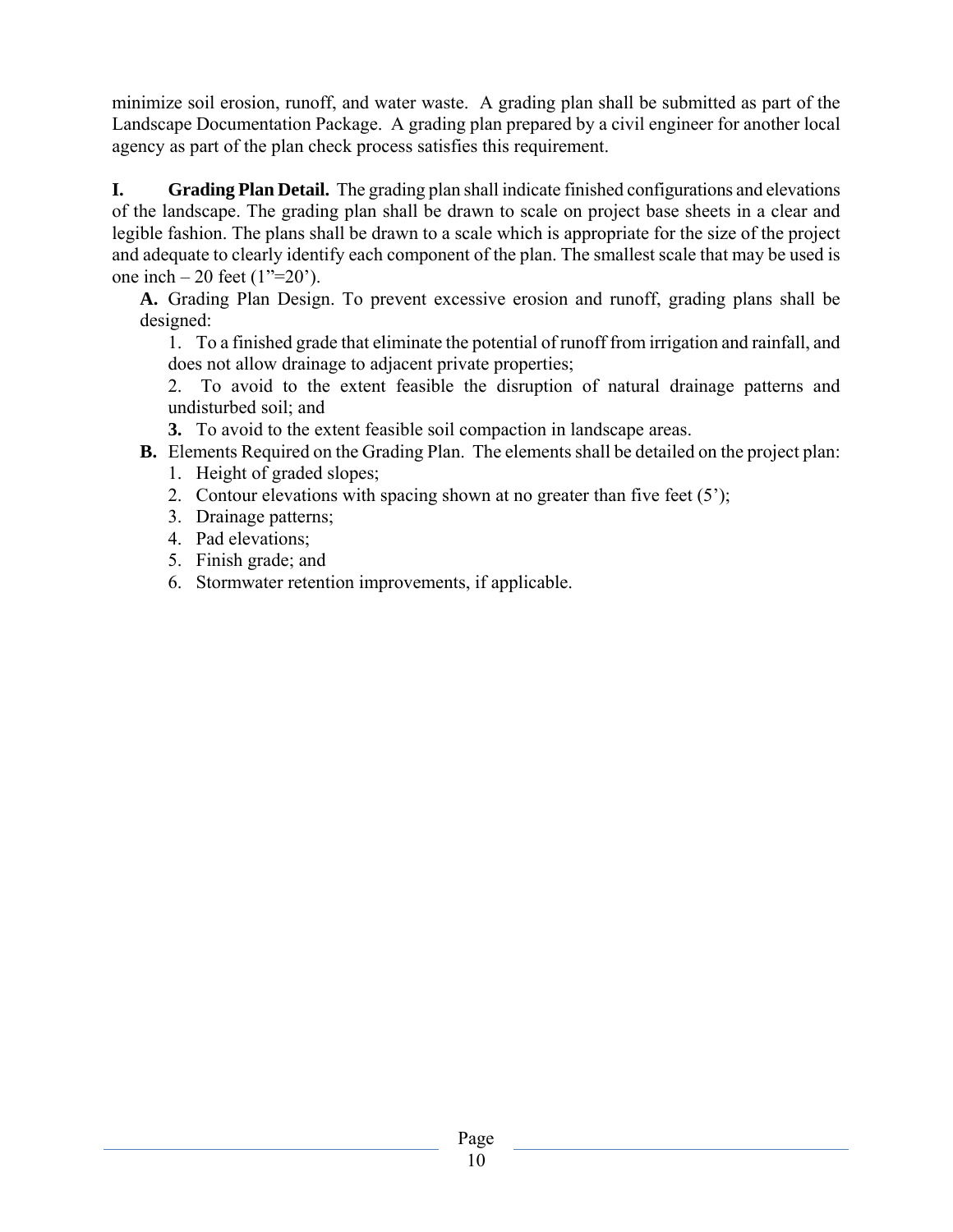minimize soil erosion, runoff, and water waste. A grading plan shall be submitted as part of the Landscape Documentation Package. A grading plan prepared by a civil engineer for another local agency as part of the plan check process satisfies this requirement.

**I. Grading Plan Detail.** The grading plan shall indicate finished configurations and elevations of the landscape. The grading plan shall be drawn to scale on project base sheets in a clear and legible fashion. The plans shall be drawn to a scale which is appropriate for the size of the project and adequate to clearly identify each component of the plan. The smallest scale that may be used is one inch – 20 feet (1"=20').

**A.** Grading Plan Design. To prevent excessive erosion and runoff, grading plans shall be designed:

1. To a finished grade that eliminate the potential of runoff from irrigation and rainfall, and does not allow drainage to adjacent private properties;
2. To avoid to the extent feasible the disruption of natural drainage patterns and undisturbed soil; and
3. To avoid to the extent feasible soil compaction in landscape areas.

**B.** Elements Required on the Grading Plan. The elements shall be detailed on the project plan:

1. Height of graded slopes;
2. Contour elevations with spacing shown at no greater than five feet (5');
3. Drainage patterns;
4. Pad elevations;
5. Finish grade; and
6. Stormwater retention improvements, if applicable.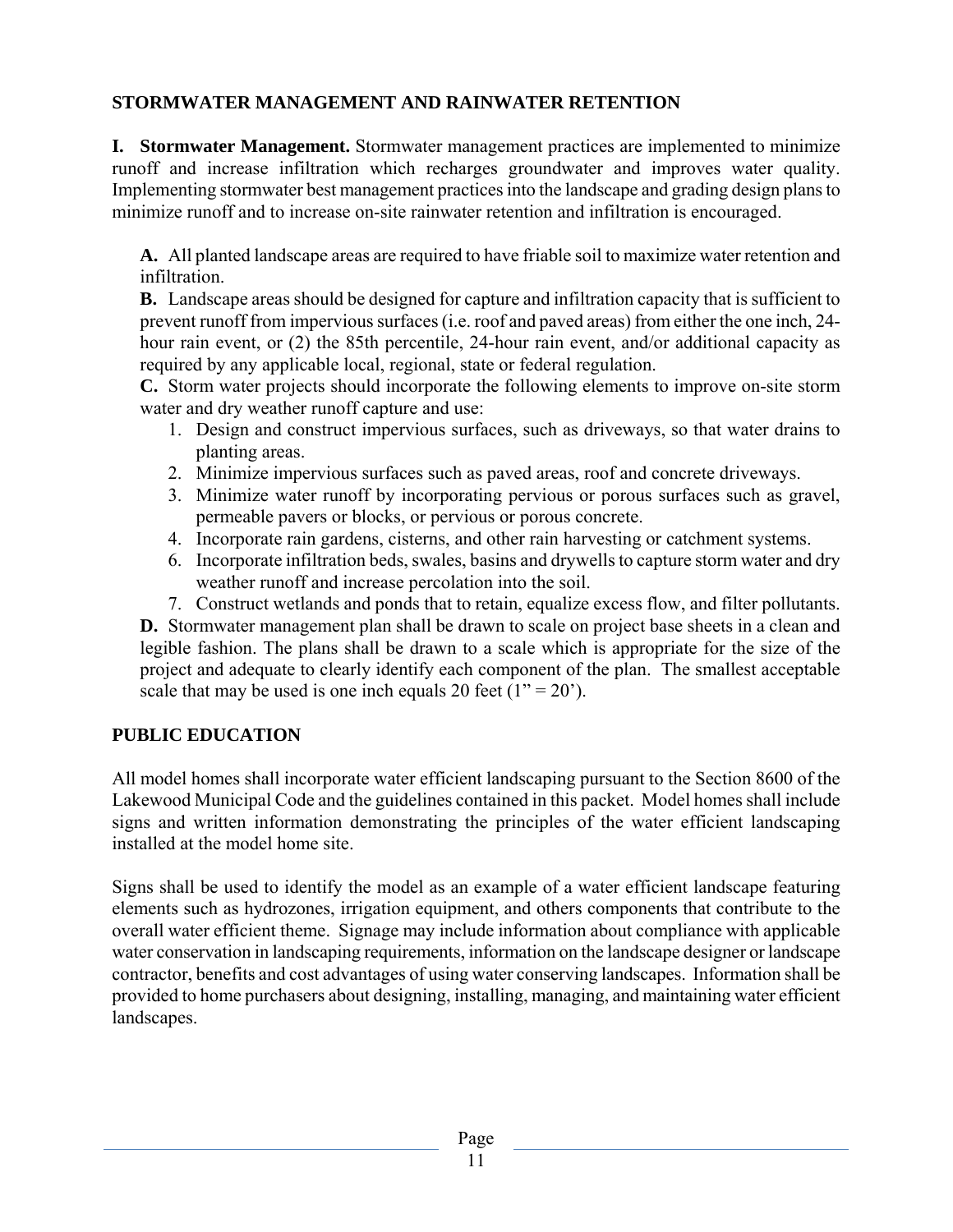## STORMWATER MANAGEMENT AND RAINWATER RETENTION

**I. Stormwater Management.** Stormwater management practices are implemented to minimize runoff and increase infiltration which recharges groundwater and improves water quality. Implementing stormwater best management practices into the landscape and grading design plans to minimize runoff and to increase on-site rainwater retention and infiltration is encouraged.

**A.** All planted landscape areas are required to have friable soil to maximize water retention and infiltration.

**B.** Landscape areas should be designed for capture and infiltration capacity that is sufficient to prevent runoff from impervious surfaces (i.e. roof and paved areas) from either the one inch, 24-hour rain event, or (2) the 85th percentile, 24-hour rain event, and/or additional capacity as required by any applicable local, regional, state or federal regulation.

**C.** Storm water projects should incorporate the following elements to improve on-site storm water and dry weather runoff capture and use:

1. Design and construct impervious surfaces, such as driveways, so that water drains to planting areas.
2. Minimize impervious surfaces such as paved areas, roof and concrete driveways.
3. Minimize water runoff by incorporating pervious or porous surfaces such as gravel, permeable pavers or blocks, or pervious or porous concrete.
4. Incorporate rain gardens, cisterns, and other rain harvesting or catchment systems.
6. Incorporate infiltration beds, swales, basins and drywells to capture storm water and dry weather runoff and increase percolation into the soil.
7. Construct wetlands and ponds that to retain, equalize excess flow, and filter pollutants.

**D.** Stormwater management plan shall be drawn to scale on project base sheets in a clean and legible fashion. The plans shall be drawn to a scale which is appropriate for the size of the project and adequate to clearly identify each component of the plan. The smallest acceptable scale that may be used is one inch equals 20 feet (1" = 20').

## PUBLIC EDUCATION

All model homes shall incorporate water efficient landscaping pursuant to the Section 8600 of the Lakewood Municipal Code and the guidelines contained in this packet. Model homes shall include signs and written information demonstrating the principles of the water efficient landscaping installed at the model home site.

Signs shall be used to identify the model as an example of a water efficient landscape featuring elements such as hydrozones, irrigation equipment, and others components that contribute to the overall water efficient theme. Signage may include information about compliance with applicable water conservation in landscaping requirements, information on the landscape designer or landscape contractor, benefits and cost advantages of using water conserving landscapes. Information shall be provided to home purchasers about designing, installing, managing, and maintaining water efficient landscapes.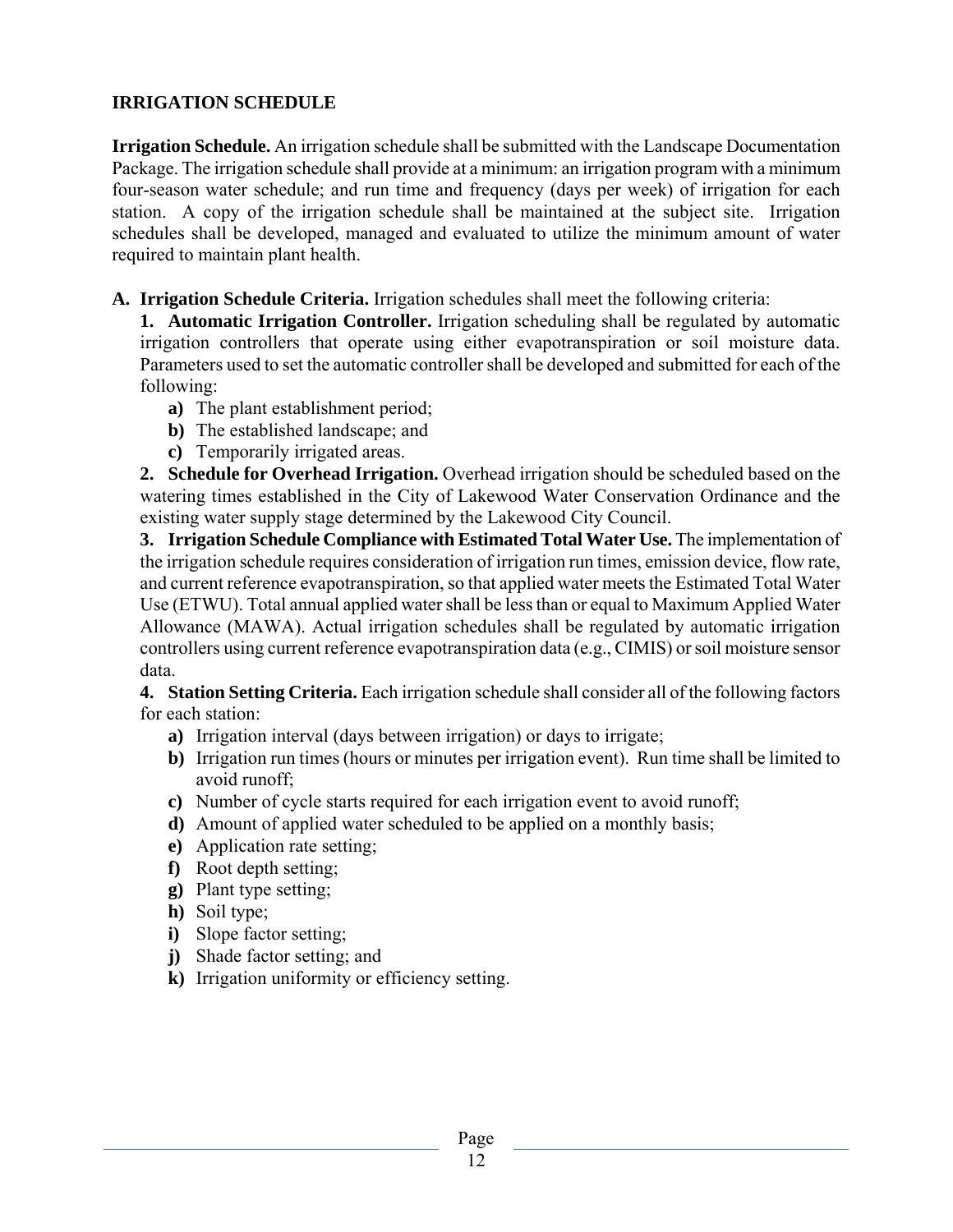## IRRIGATION SCHEDULE

**Irrigation Schedule.** An irrigation schedule shall be submitted with the Landscape Documentation Package. The irrigation schedule shall provide at a minimum: an irrigation program with a minimum four-season water schedule; and run time and frequency (days per week) of irrigation for each station. A copy of the irrigation schedule shall be maintained at the subject site. Irrigation schedules shall be developed, managed and evaluated to utilize the minimum amount of water required to maintain plant health.

**A. Irrigation Schedule Criteria.** Irrigation schedules shall meet the following criteria:

**1. Automatic Irrigation Controller.** Irrigation scheduling shall be regulated by automatic irrigation controllers that operate using either evapotranspiration or soil moisture data. Parameters used to set the automatic controller shall be developed and submitted for each of the following:

- **a)** The plant establishment period;
- **b)** The established landscape; and
- **c)** Temporarily irrigated areas.

**2. Schedule for Overhead Irrigation.** Overhead irrigation should be scheduled based on the watering times established in the City of Lakewood Water Conservation Ordinance and the existing water supply stage determined by the Lakewood City Council.

**3. Irrigation Schedule Compliance with Estimated Total Water Use.** The implementation of the irrigation schedule requires consideration of irrigation run times, emission device, flow rate, and current reference evapotranspiration, so that applied water meets the Estimated Total Water Use (ETWU). Total annual applied water shall be less than or equal to Maximum Applied Water Allowance (MAWA). Actual irrigation schedules shall be regulated by automatic irrigation controllers using current reference evapotranspiration data (e.g., CIMIS) or soil moisture sensor data.

**4. Station Setting Criteria.** Each irrigation schedule shall consider all of the following factors for each station:

- **a)** Irrigation interval (days between irrigation) or days to irrigate;
- **b)** Irrigation run times (hours or minutes per irrigation event). Run time shall be limited to avoid runoff;
- **c)** Number of cycle starts required for each irrigation event to avoid runoff;
- **d)** Amount of applied water scheduled to be applied on a monthly basis;
- **e)** Application rate setting;
- **f)** Root depth setting;
- **g)** Plant type setting;
- **h)** Soil type;
- **i)** Slope factor setting;
- **j)** Shade factor setting; and
- **k)** Irrigation uniformity or efficiency setting.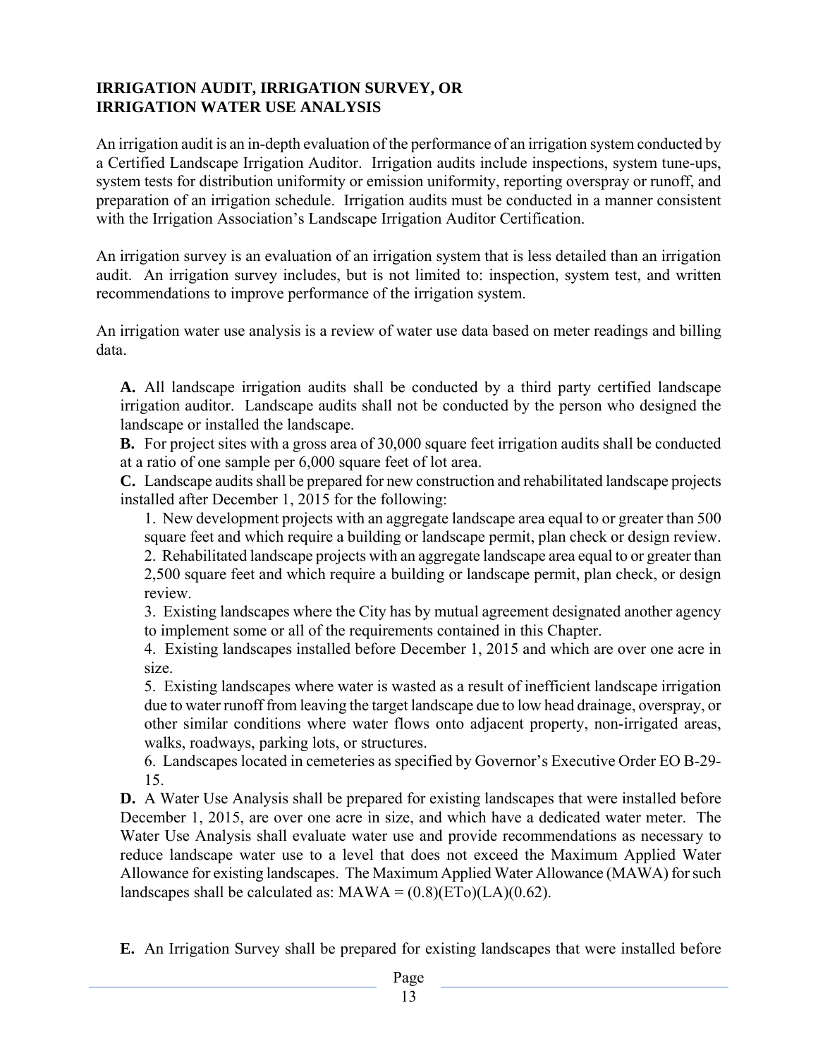## IRRIGATION AUDIT, IRRIGATION SURVEY, OR IRRIGATION WATER USE ANALYSIS

An irrigation audit is an in-depth evaluation of the performance of an irrigation system conducted by a Certified Landscape Irrigation Auditor. Irrigation audits include inspections, system tune-ups, system tests for distribution uniformity or emission uniformity, reporting overspray or runoff, and preparation of an irrigation schedule. Irrigation audits must be conducted in a manner consistent with the Irrigation Association's Landscape Irrigation Auditor Certification.

An irrigation survey is an evaluation of an irrigation system that is less detailed than an irrigation audit. An irrigation survey includes, but is not limited to: inspection, system test, and written recommendations to improve performance of the irrigation system.

An irrigation water use analysis is a review of water use data based on meter readings and billing data.

**A.** All landscape irrigation audits shall be conducted by a third party certified landscape irrigation auditor. Landscape audits shall not be conducted by the person who designed the landscape or installed the landscape.

**B.** For project sites with a gross area of 30,000 square feet irrigation audits shall be conducted at a ratio of one sample per 6,000 square feet of lot area.

**C.** Landscape audits shall be prepared for new construction and rehabilitated landscape projects installed after December 1, 2015 for the following:

1. New development projects with an aggregate landscape area equal to or greater than 500 square feet and which require a building or landscape permit, plan check or design review.
2. Rehabilitated landscape projects with an aggregate landscape area equal to or greater than 2,500 square feet and which require a building or landscape permit, plan check, or design review.
3. Existing landscapes where the City has by mutual agreement designated another agency to implement some or all of the requirements contained in this Chapter.
4. Existing landscapes installed before December 1, 2015 and which are over one acre in size.
5. Existing landscapes where water is wasted as a result of inefficient landscape irrigation due to water runoff from leaving the target landscape due to low head drainage, overspray, or other similar conditions where water flows onto adjacent property, non-irrigated areas, walks, roadways, parking lots, or structures.
6. Landscapes located in cemeteries as specified by Governor's Executive Order EO B-29-15.

**D.** A Water Use Analysis shall be prepared for existing landscapes that were installed before December 1, 2015, are over one acre in size, and which have a dedicated water meter. The Water Use Analysis shall evaluate water use and provide recommendations as necessary to reduce landscape water use to a level that does not exceed the Maximum Applied Water Allowance for existing landscapes. The Maximum Applied Water Allowance (MAWA) for such landscapes shall be calculated as: $MAWA = (0.8)(ETo)(LA)(0.62)$.

**E.** An Irrigation Survey shall be prepared for existing landscapes that were installed before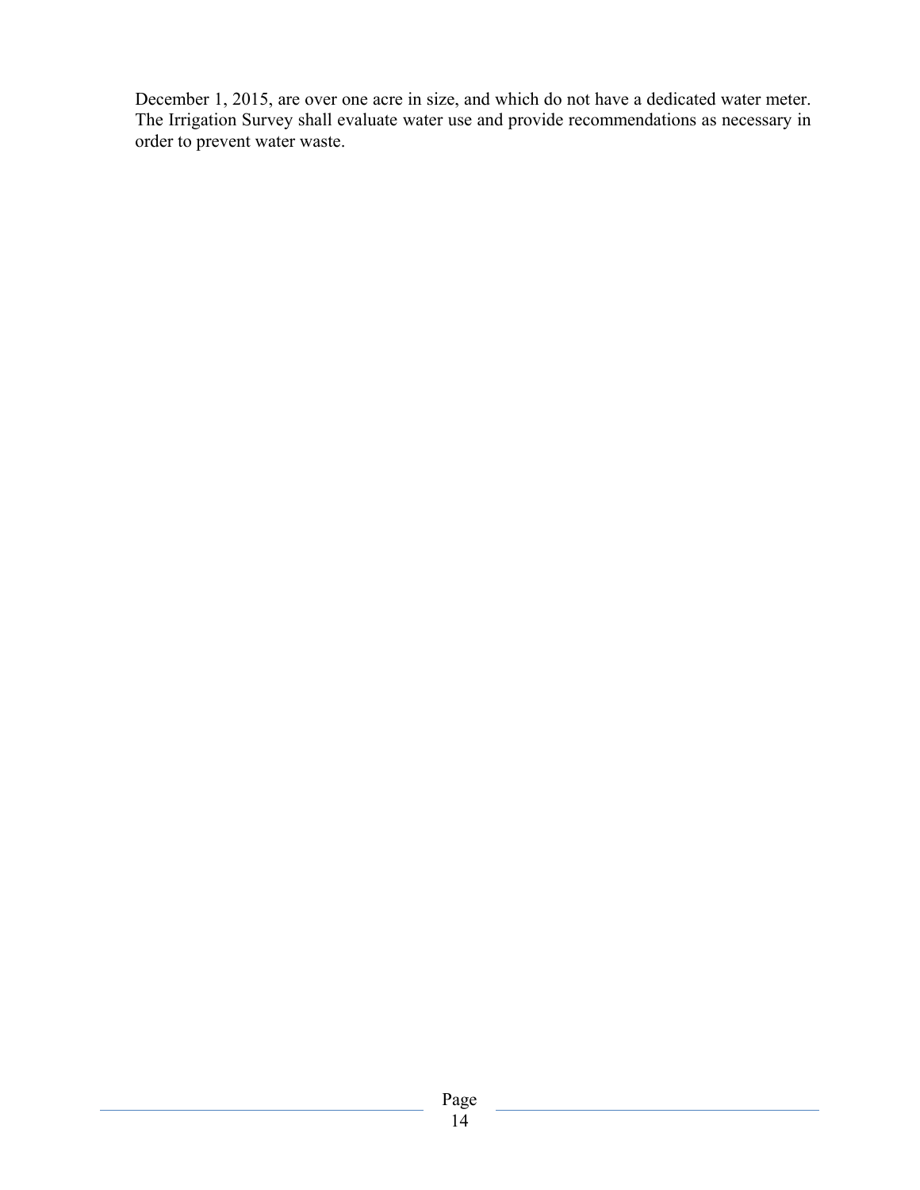December 1, 2015, are over one acre in size, and which do not have a dedicated water meter. The Irrigation Survey shall evaluate water use and provide recommendations as necessary in order to prevent water waste.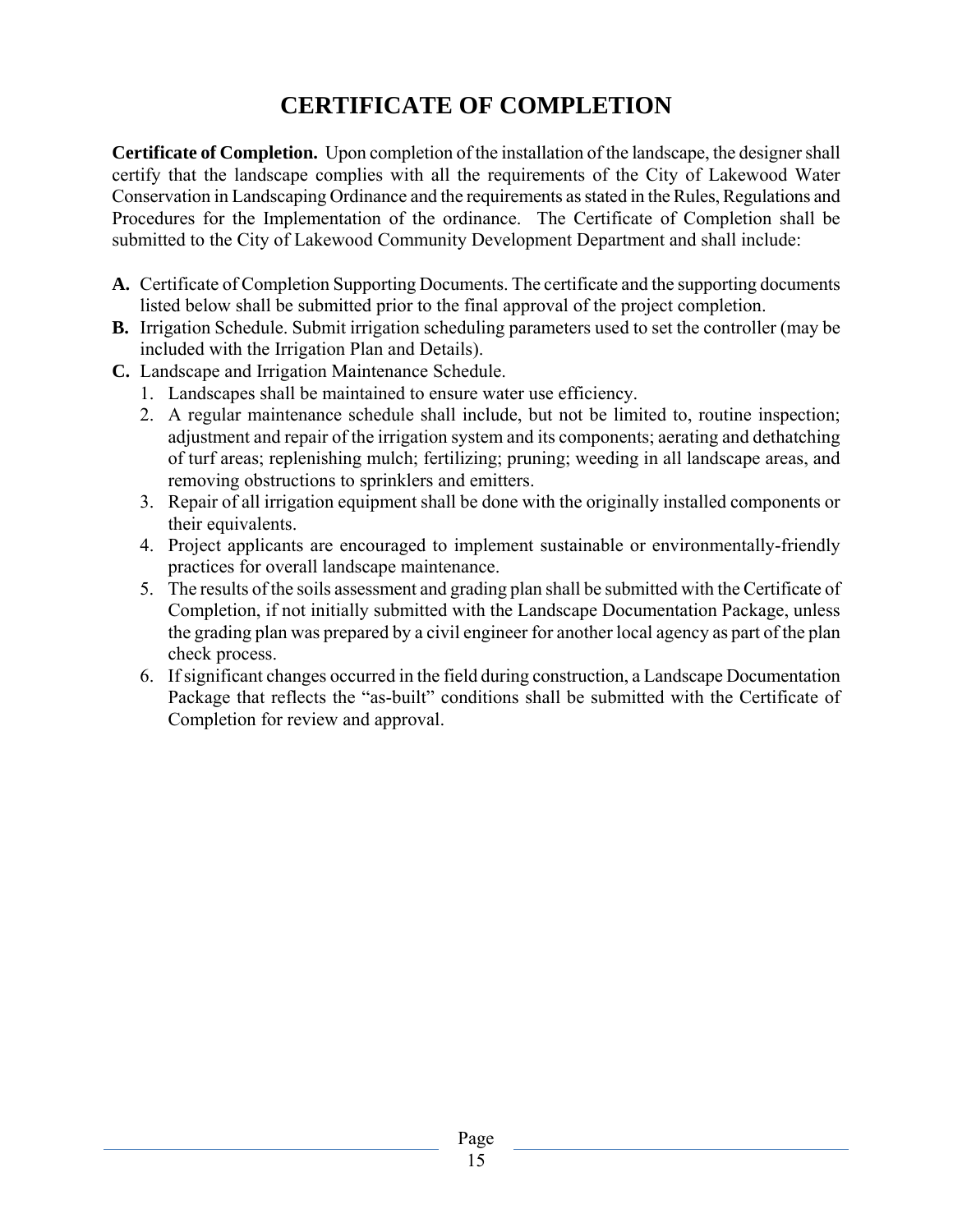# CERTIFICATE OF COMPLETION

**Certificate of Completion.** Upon completion of the installation of the landscape, the designer shall certify that the landscape complies with all the requirements of the City of Lakewood Water Conservation in Landscaping Ordinance and the requirements as stated in the Rules, Regulations and Procedures for the Implementation of the ordinance. The Certificate of Completion shall be submitted to the City of Lakewood Community Development Department and shall include:

**A.** Certificate of Completion Supporting Documents. The certificate and the supporting documents listed below shall be submitted prior to the final approval of the project completion.

**B.** Irrigation Schedule. Submit irrigation scheduling parameters used to set the controller (may be included with the Irrigation Plan and Details).

**C.** Landscape and Irrigation Maintenance Schedule.

1. Landscapes shall be maintained to ensure water use efficiency.
2. A regular maintenance schedule shall include, but not be limited to, routine inspection; adjustment and repair of the irrigation system and its components; aerating and dethatching of turf areas; replenishing mulch; fertilizing; pruning; weeding in all landscape areas, and removing obstructions to sprinklers and emitters.
3. Repair of all irrigation equipment shall be done with the originally installed components or their equivalents.
4. Project applicants are encouraged to implement sustainable or environmentally-friendly practices for overall landscape maintenance.
5. The results of the soils assessment and grading plan shall be submitted with the Certificate of Completion, if not initially submitted with the Landscape Documentation Package, unless the grading plan was prepared by a civil engineer for another local agency as part of the plan check process.
6. If significant changes occurred in the field during construction, a Landscape Documentation Package that reflects the "as-built" conditions shall be submitted with the Certificate of Completion for review and approval.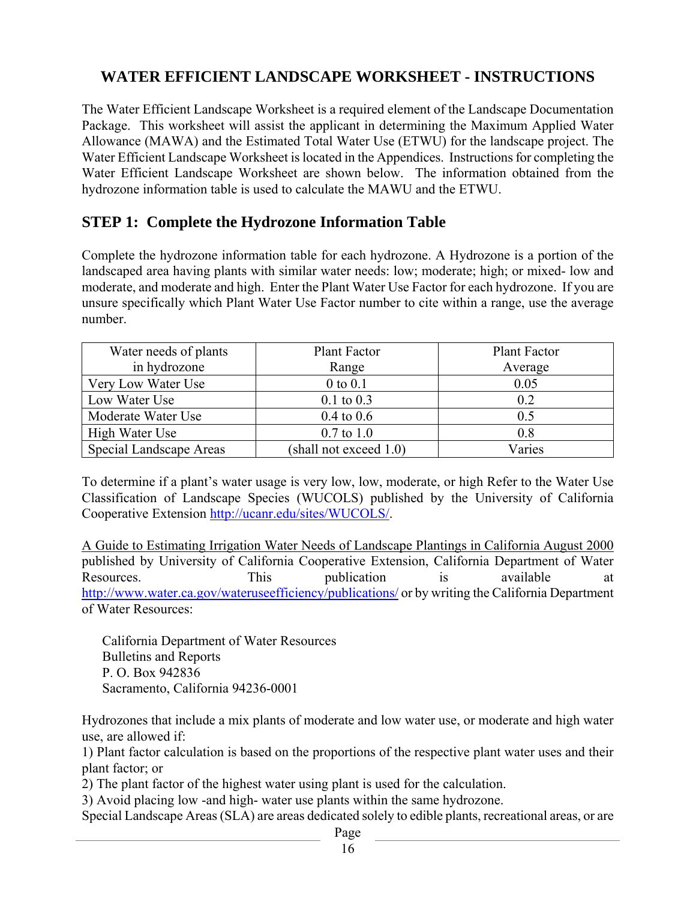# WATER EFFICIENT LANDSCAPE WORKSHEET - INSTRUCTIONS

The Water Efficient Landscape Worksheet is a required element of the Landscape Documentation Package. This worksheet will assist the applicant in determining the Maximum Applied Water Allowance (MAWA) and the Estimated Total Water Use (ETWU) for the landscape project. The Water Efficient Landscape Worksheet is located in the Appendices. Instructions for completing the Water Efficient Landscape Worksheet are shown below. The information obtained from the hydrozone information table is used to calculate the MAWU and the ETWU.

## STEP 1: Complete the Hydrozone Information Table

Complete the hydrozone information table for each hydrozone. A Hydrozone is a portion of the landscaped area having plants with similar water needs: low; moderate; high; or mixed- low and moderate, and moderate and high. Enter the Plant Water Use Factor for each hydrozone. If you are unsure specifically which Plant Water Use Factor number to cite within a range, use the average number.

| Water needs of plants in hydrozone | Plant Factor Range | Plant Factor Average |
|---|---|---|
| Very Low Water Use | 0 to 0.1 | 0.05 |
| Low Water Use | 0.1 to 0.3 | 0.2 |
| Moderate Water Use | 0.4 to 0.6 | 0.5 |
| High Water Use | 0.7 to 1.0 | 0.8 |
| Special Landscape Areas | (shall not exceed 1.0) | Varies |

To determine if a plant's water usage is very low, low, moderate, or high Refer to the Water Use Classification of Landscape Species (WUCOLS) published by the University of California Cooperative Extension http://ucanr.edu/sites/WUCOLS/.

A Guide to Estimating Irrigation Water Needs of Landscape Plantings in California August 2000 published by University of California Cooperative Extension, California Department of Water Resources. This publication is available at http://www.water.ca.gov/wateruseefficiency/publications/ or by writing the California Department of Water Resources:

California Department of Water Resources
Bulletins and Reports
P. O. Box 942836
Sacramento, California 94236-0001

Hydrozones that include a mix plants of moderate and low water use, or moderate and high water use, are allowed if:
1) Plant factor calculation is based on the proportions of the respective plant water uses and their plant factor; or
2) The plant factor of the highest water using plant is used for the calculation.
3) Avoid placing low -and high- water use plants within the same hydrozone.
Special Landscape Areas (SLA) are areas dedicated solely to edible plants, recreational areas, or are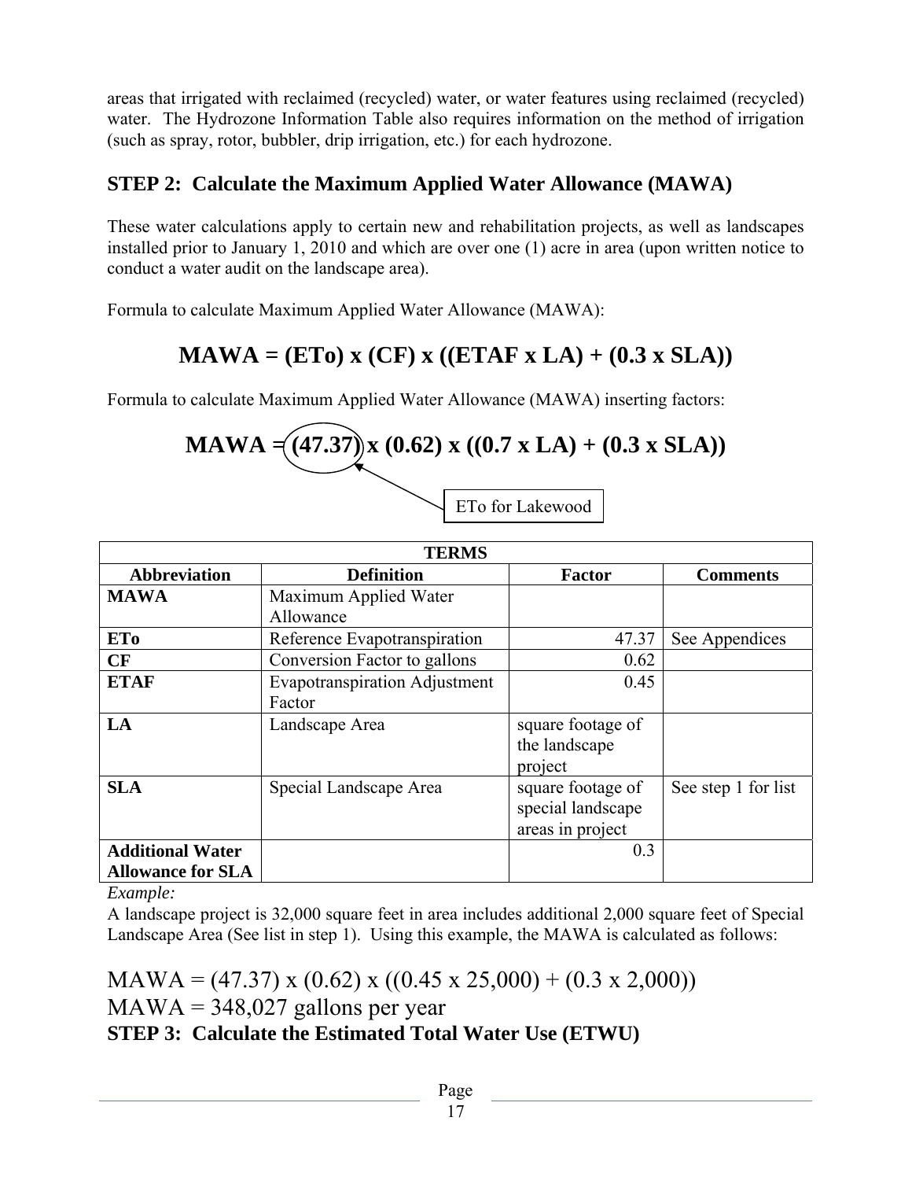areas that irrigated with reclaimed (recycled) water, or water features using reclaimed (recycled) water. The Hydrozone Information Table also requires information on the method of irrigation (such as spray, rotor, bubbler, drip irrigation, etc.) for each hydrozone.

## STEP 2: Calculate the Maximum Applied Water Allowance (MAWA)

These water calculations apply to certain new and rehabilitation projects, as well as landscapes installed prior to January 1, 2010 and which are over one (1) acre in area (upon written notice to conduct a water audit on the landscape area).

Formula to calculate Maximum Applied Water Allowance (MAWA):

$$\textbf{MAWA} = (\textbf{ETo}) \times (\textbf{CF}) \times ((\textbf{ETAF} \times \textbf{LA}) + (0.3 \times \textbf{SLA}))$$

Formula to calculate Maximum Applied Water Allowance (MAWA) inserting factors:

$$\textbf{MAWA} = (47.37) \times (0.62) \times ((0.7 \times \textbf{LA}) + (0.3 \times \textbf{SLA}))$$

ETo for Lakewood

| TERMS | | | |
|---|---|---|---|
| **Abbreviation** | **Definition** | **Factor** | **Comments** |
| **MAWA** | Maximum Applied Water Allowance | | |
| **ETo** | Reference Evapotranspiration | 47.37 | See Appendices |
| **CF** | Conversion Factor to gallons | 0.62 | |
| **ETAF** | Evapotranspiration Adjustment Factor | 0.45 | |
| **LA** | Landscape Area | square footage of the landscape project | |
| **SLA** | Special Landscape Area | square footage of special landscape areas in project | See step 1 for list |
| **Additional Water Allowance for SLA** | | 0.3 | |

*Example:*

A landscape project is 32,000 square feet in area includes additional 2,000 square feet of Special Landscape Area (See list in step 1). Using this example, the MAWA is calculated as follows:

$$\text{MAWA} = (47.37) \times (0.62) \times ((0.45 \times 25{,}000) + (0.3 \times 2{,}000))$$

MAWA = 348,027 gallons per year

## STEP 3: Calculate the Estimated Total Water Use (ETWU)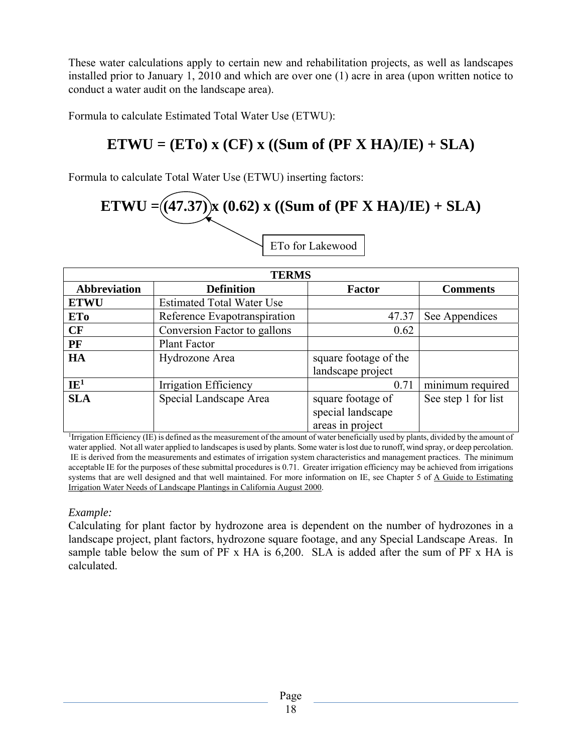These water calculations apply to certain new and rehabilitation projects, as well as landscapes installed prior to January 1, 2010 and which are over one (1) acre in area (upon written notice to conduct a water audit on the landscape area).

Formula to calculate Estimated Total Water Use (ETWU):

**ETWU = (ETo) x (CF) x ((Sum of (PF X HA)/IE) + SLA)**

Formula to calculate Total Water Use (ETWU) inserting factors:

**ETWU = (47.37) x (0.62) x ((Sum of (PF X HA)/IE) + SLA)**

ETo for Lakewood

| TERMS | | | |
|---|---|---|---|
| **Abbreviation** | **Definition** | **Factor** | **Comments** |
| **ETWU** | Estimated Total Water Use | | |
| **ETo** | Reference Evapotranspiration | 47.37 | See Appendices |
| **CF** | Conversion Factor to gallons | 0.62 | |
| **PF** | Plant Factor | | |
| **HA** | Hydrozone Area | square footage of the landscape project | |
| **IE**[1] | Irrigation Efficiency | 0.71 | minimum required |
| **SLA** | Special Landscape Area | square footage of special landscape areas in project | See step 1 for list |

[1]Irrigation Efficiency (IE) is defined as the measurement of the amount of water beneficially used by plants, divided by the amount of water applied. Not all water applied to landscapes is used by plants. Some water is lost due to runoff, wind spray, or deep percolation. IE is derived from the measurements and estimates of irrigation system characteristics and management practices. The minimum acceptable IE for the purposes of these submittal procedures is 0.71. Greater irrigation efficiency may be achieved from irrigations systems that are well designed and that well maintained. For more information on IE, see Chapter 5 of A Guide to Estimating Irrigation Water Needs of Landscape Plantings in California August 2000.

*Example:*

Calculating for plant factor by hydrozone area is dependent on the number of hydrozones in a landscape project, plant factors, hydrozone square footage, and any Special Landscape Areas. In sample table below the sum of PF x HA is 6,200. SLA is added after the sum of PF x HA is calculated.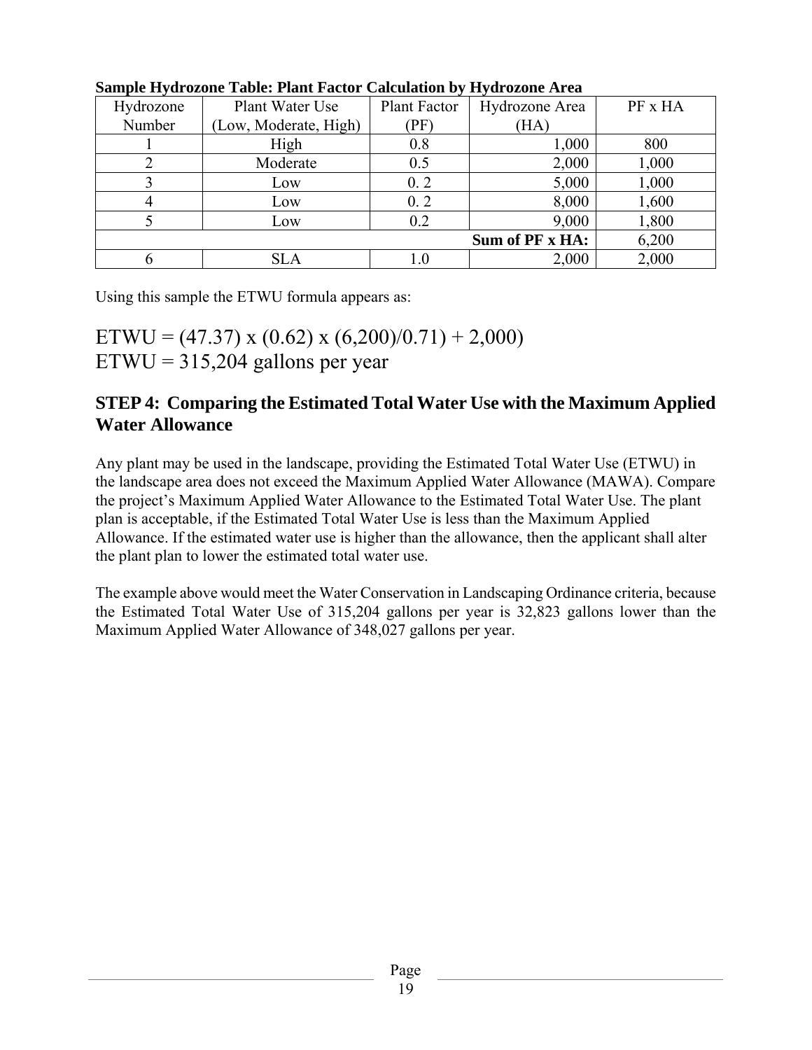**Sample Hydrozone Table: Plant Factor Calculation by Hydrozone Area**

| Hydrozone Number | Plant Water Use (Low, Moderate, High) | Plant Factor (PF) | Hydrozone Area (HA) | PF x HA |
|---|---|---|---|---|
| 1 | High | 0.8 | 1,000 | 800 |
| 2 | Moderate | 0.5 | 2,000 | 1,000 |
| 3 | Low | 0. 2 | 5,000 | 1,000 |
| 4 | Low | 0. 2 | 8,000 | 1,600 |
| 5 | Low | 0.2 | 9,000 | 1,800 |
| | | | **Sum of PF x HA:** | 6,200 |
| 6 | SLA | 1.0 | 2,000 | 2,000 |

Using this sample the ETWU formula appears as:

ETWU = (47.37) x (0.62) x (6,200)/0.71) + 2,000)
ETWU = 315,204 gallons per year

## STEP 4: Comparing the Estimated Total Water Use with the Maximum Applied Water Allowance

Any plant may be used in the landscape, providing the Estimated Total Water Use (ETWU) in the landscape area does not exceed the Maximum Applied Water Allowance (MAWA). Compare the project's Maximum Applied Water Allowance to the Estimated Total Water Use. The plant plan is acceptable, if the Estimated Total Water Use is less than the Maximum Applied Allowance. If the estimated water use is higher than the allowance, then the applicant shall alter the plant plan to lower the estimated total water use.

The example above would meet the Water Conservation in Landscaping Ordinance criteria, because the Estimated Total Water Use of 315,204 gallons per year is 32,823 gallons lower than the Maximum Applied Water Allowance of 348,027 gallons per year.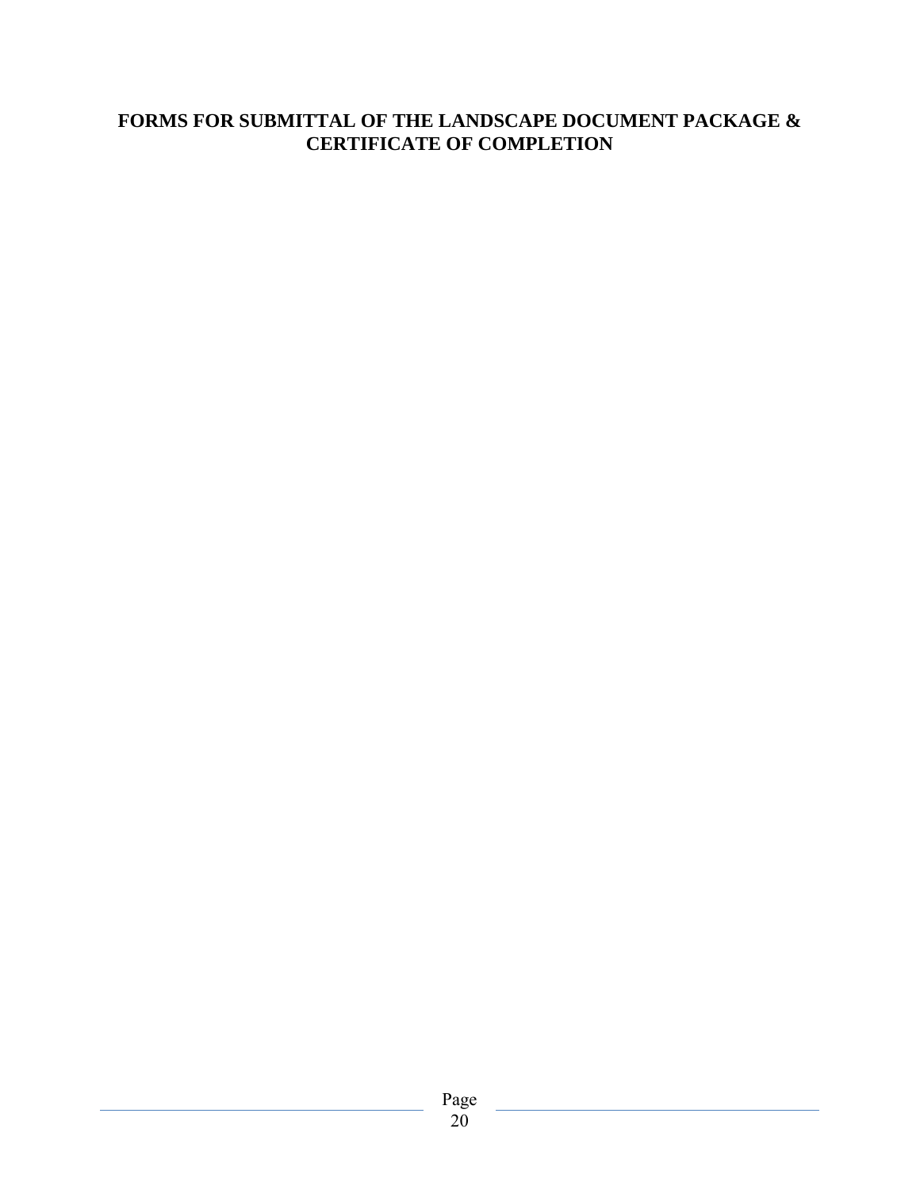# FORMS FOR SUBMITTAL OF THE LANDSCAPE DOCUMENT PACKAGE & CERTIFICATE OF COMPLETION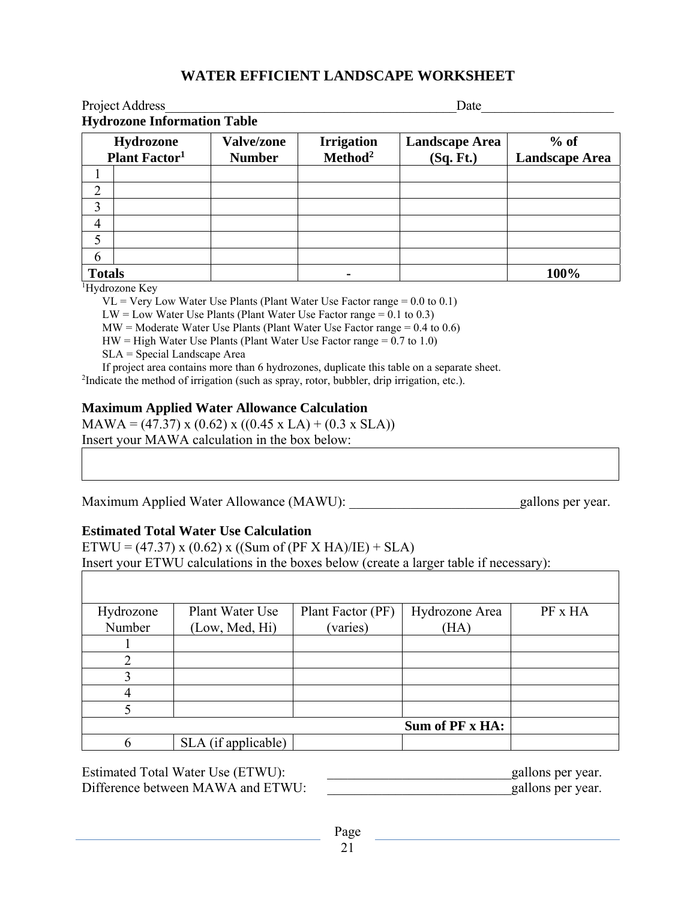# WATER EFFICIENT LANDSCAPE WORKSHEET

Project Address_____________________________________________Date___________________

**Hydrozone Information Table**

| Hydrozone Plant Factor[1] | | Valve/zone Number | Irrigation Method[2] | Landscape Area (Sq. Ft.) | % of Landscape Area |
|---|---|---|---|---|---|
| 1 | | | | | |
| 2 | | | | | |
| 3 | | | | | |
| 4 | | | | | |
| 5 | | | | | |
| 6 | | | | | |
| **Totals** | | | **-** | | **100%** |

[1]Hydrozone Key

- VL = Very Low Water Use Plants (Plant Water Use Factor range = 0.0 to 0.1)
- LW = Low Water Use Plants (Plant Water Use Factor range = 0.1 to 0.3)
- MW = Moderate Water Use Plants (Plant Water Use Factor range = 0.4 to 0.6)
- HW = High Water Use Plants (Plant Water Use Factor range = 0.7 to 1.0)
- SLA = Special Landscape Area
- If project area contains more than 6 hydrozones, duplicate this table on a separate sheet.

[2]Indicate the method of irrigation (such as spray, rotor, bubbler, drip irrigation, etc.).

### Maximum Applied Water Allowance Calculation

MAWA = (47.37) x (0.62) x ((0.45 x LA) + (0.3 x SLA))

Insert your MAWA calculation in the box below:

| |
|---|
| |

Maximum Applied Water Allowance (MAWU): _________________________gallons per year.

### Estimated Total Water Use Calculation

ETWU = (47.37) x (0.62) x ((Sum of (PF X HA)/IE) + SLA)

Insert your ETWU calculations in the boxes below (create a larger table if necessary):

| Hydrozone Number | Plant Water Use (Low, Med, Hi) | Plant Factor (PF) (varies) | Hydrozone Area (HA) | PF x HA |
|---|---|---|---|---|
| 1 | | | | |
| 2 | | | | |
| 3 | | | | |
| 4 | | | | |
| 5 | | | | |
| | | | **Sum of PF x HA:** | |
| 6 | SLA (if applicable) | | | |

Estimated Total Water Use (ETWU): ___________________________gallons per year.

Difference between MAWA and ETWU: ___________________________gallons per year.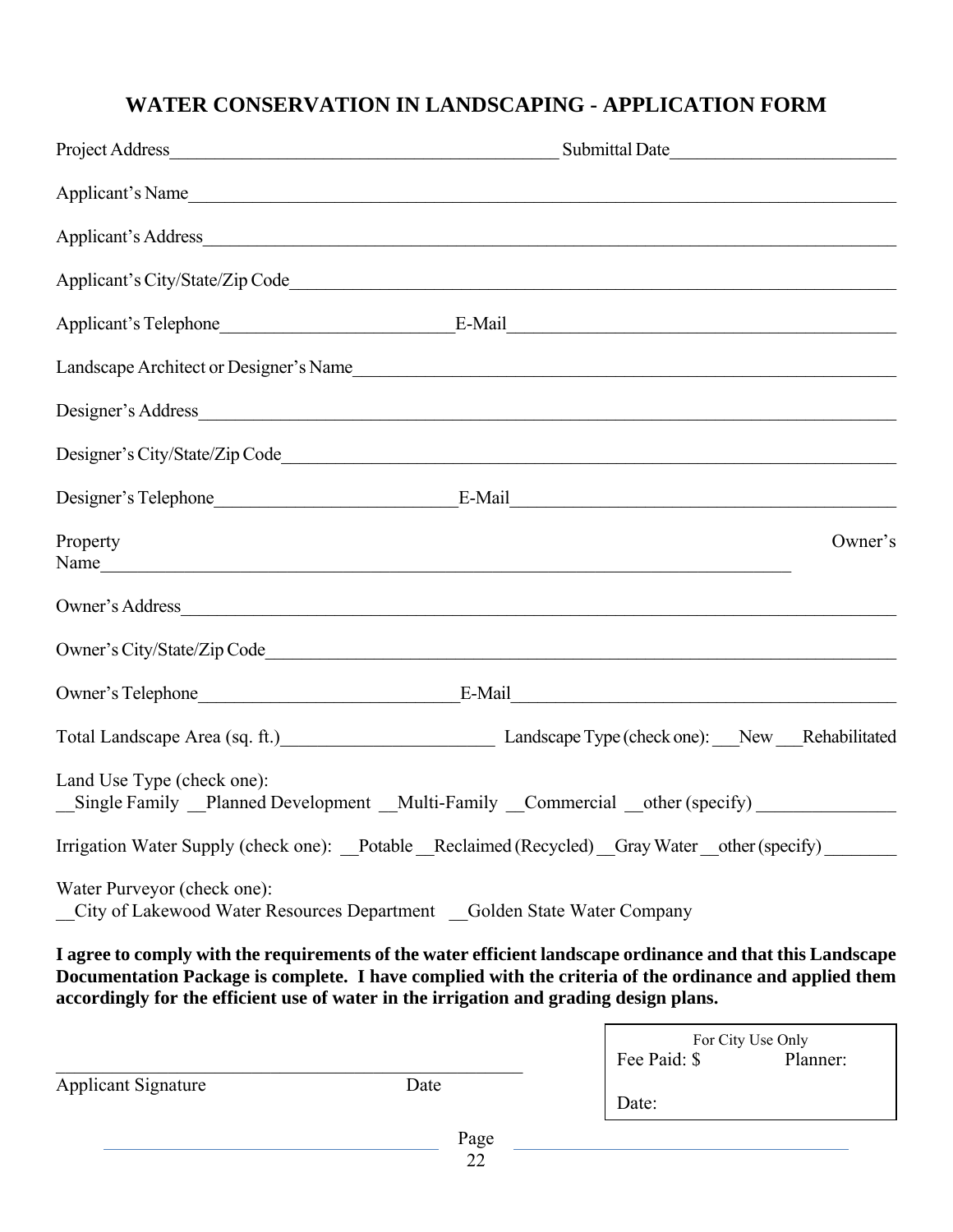# WATER CONSERVATION IN LANDSCAPING - APPLICATION FORM

Project Address_____________________________________________ Submittal Date_________________________

Applicant's Name_____________________________________________________________________________

Applicant's Address___________________________________________________________________________

Applicant's City/State/Zip Code_________________________________________________________________

Applicant's Telephone__________________________E-Mail__________________________________________

Landscape Architect or Designer's Name___________________________________________________________

Designer's Address____________________________________________________________________________

Designer's City/State/Zip Code__________________________________________________________________

Designer's Telephone__________________________E-Mail__________________________________________

Property Owner's Name_________________________________________________________________________

Owner's Address______________________________________________________________________________

Owner's City/State/Zip Code_____________________________________________________________________

Owner's Telephone____________________________E-Mail__________________________________________

Total Landscape Area (sq. ft.)______________________ Landscape Type (check one): ___New ___Rehabilitated

Land Use Type (check one):
__Single Family __Planned Development __Multi-Family __Commercial __other (specify) _______________

Irrigation Water Supply (check one): __Potable __Reclaimed (Recycled) __Gray Water __other (specify) ________

Water Purveyor (check one):
__City of Lakewood Water Resources Department __Golden State Water Company

**I agree to comply with the requirements of the water efficient landscape ordinance and that this Landscape Documentation Package is complete. I have complied with the criteria of the ordinance and applied them accordingly for the efficient use of water in the irrigation and grading design plans.**

_____________________________________________________
Applicant Signature Date

| For City Use Only | |
|---|---|
| Fee Paid: $ | Planner: |
| Date: | |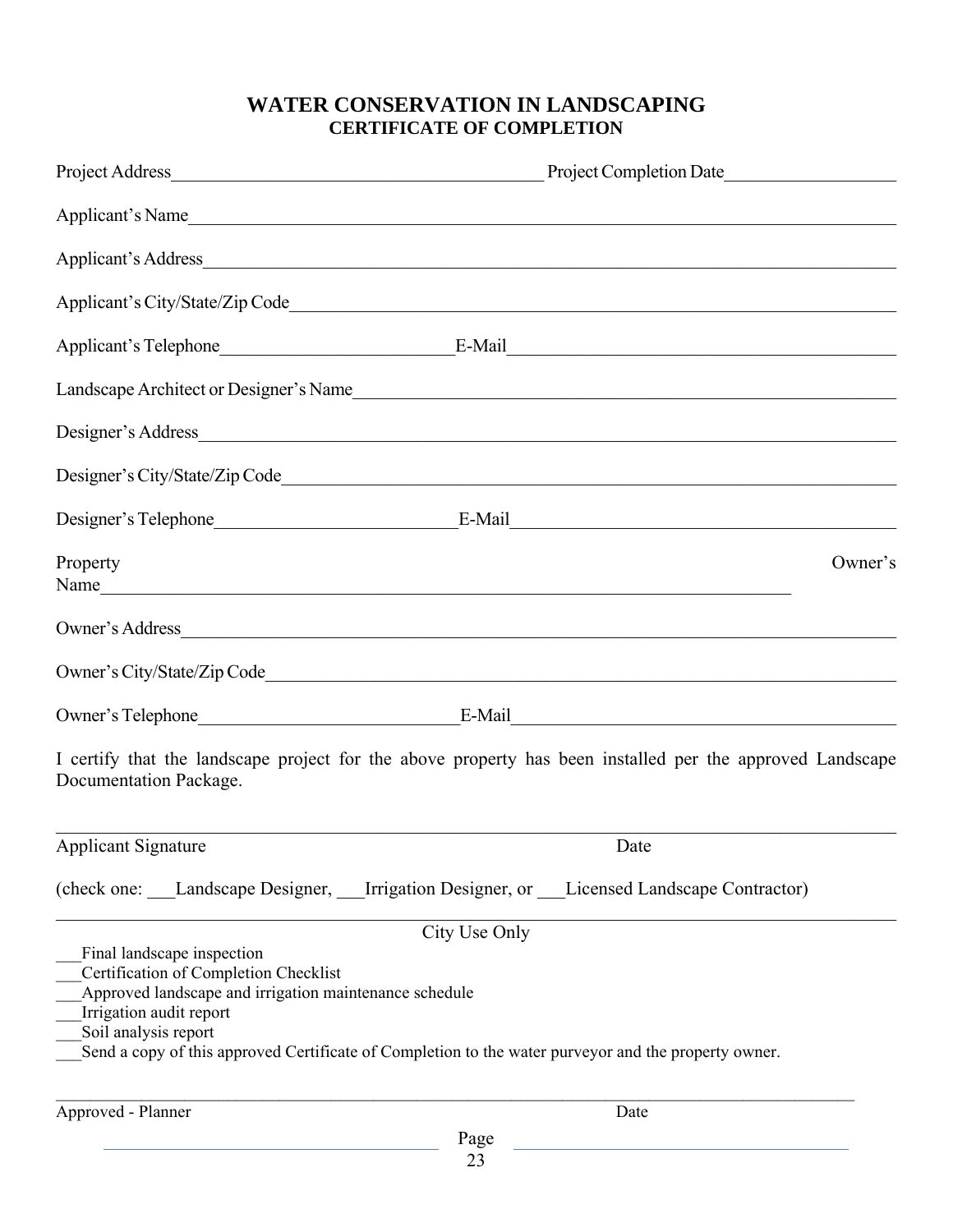# WATER CONSERVATION IN LANDSCAPING

## CERTIFICATE OF COMPLETION

Project Address__________________________________________ Project Completion Date___________________

Applicant's Name_____________________________________________________________________________

Applicant's Address___________________________________________________________________________

Applicant's City/State/Zip Code__________________________________________________________________

Applicant's Telephone__________________________E-Mail___________________________________________

Landscape Architect or Designer's Name___________________________________________________________

Designer's Address____________________________________________________________________________

Designer's City/State/Zip Code___________________________________________________________________

Designer's Telephone___________________________E-Mail__________________________________________

Property Owner's Name_____________________________________________________________________

Owner's Address______________________________________________________________________________

Owner's City/State/Zip Code____________________________________________________________________

Owner's Telephone_____________________________E-Mail__________________________________________

I certify that the landscape project for the above property has been installed per the approved Landscape Documentation Package.

_____________________________________________________________________________________________

Applicant Signature Date

(check one: ___Landscape Designer, ___Irrigation Designer, or ___Licensed Landscape Contractor)

_____________________________________________________________________________________________

City Use Only

___Final landscape inspection
___Certification of Completion Checklist
___Approved landscape and irrigation maintenance schedule
___Irrigation audit report
___Soil analysis report
___Send a copy of this approved Certificate of Completion to the water purveyor and the property owner.

_____________________________________________________________________________________________

Approved - Planner Date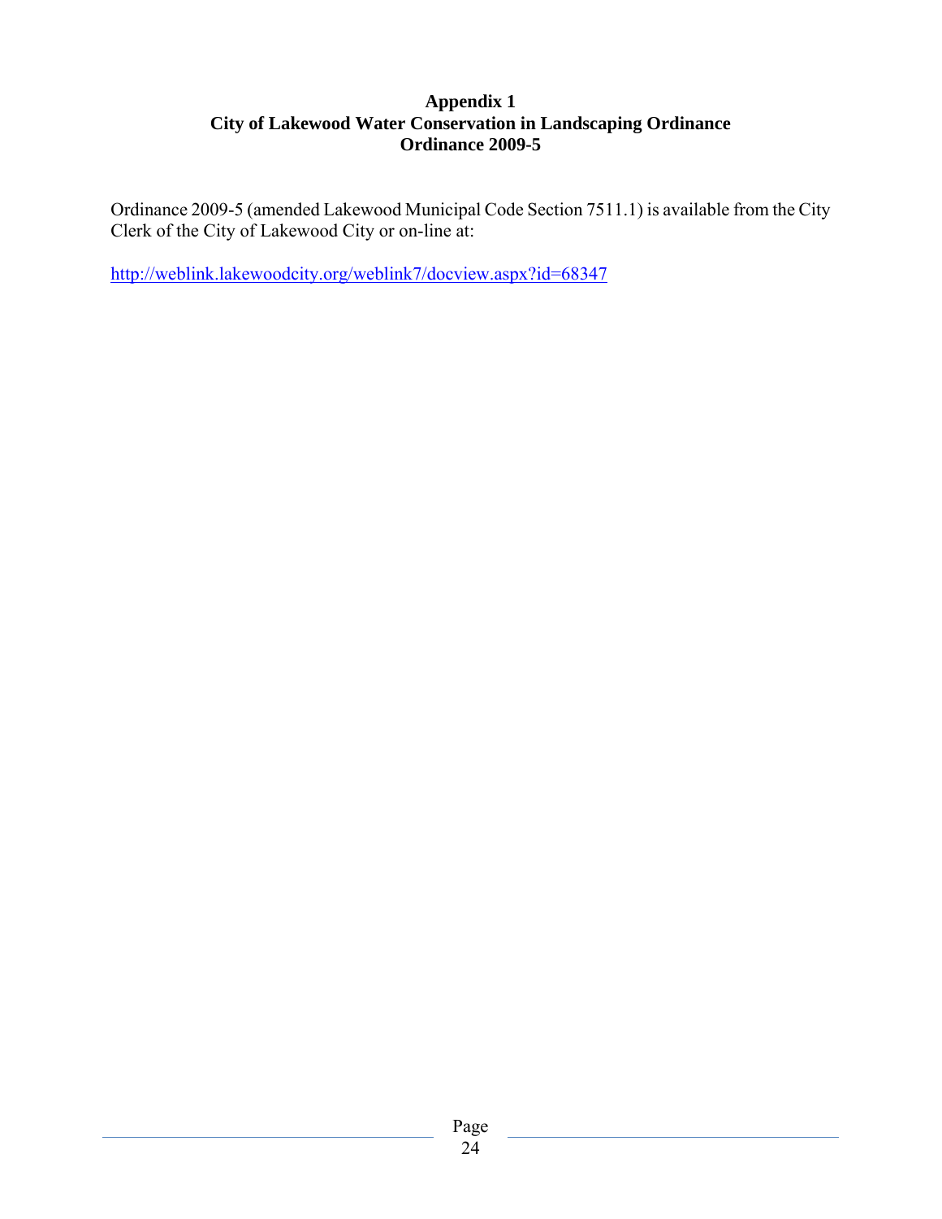# Appendix 1
## City of Lakewood Water Conservation in Landscaping Ordinance
## Ordinance 2009-5

Ordinance 2009-5 (amended Lakewood Municipal Code Section 7511.1) is available from the City Clerk of the City of Lakewood City or on-line at:

http://weblink.lakewoodcity.org/weblink7/docview.aspx?id=68347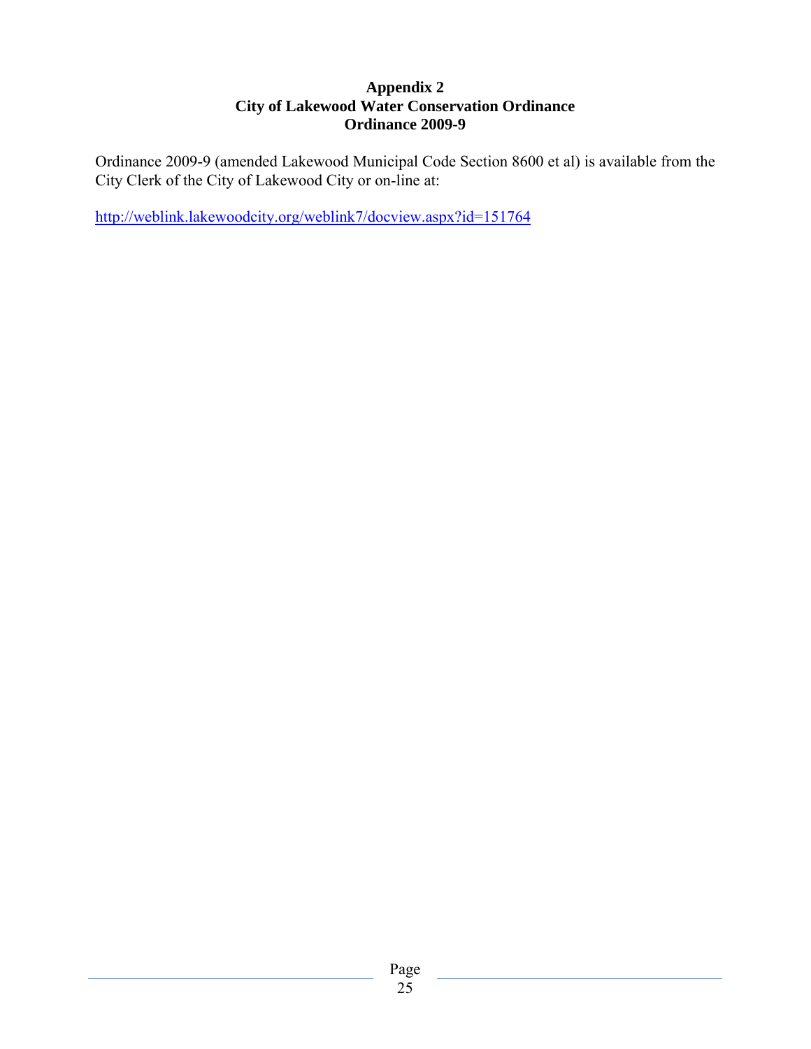# Appendix 2
## City of Lakewood Water Conservation Ordinance
## Ordinance 2009-9

Ordinance 2009-9 (amended Lakewood Municipal Code Section 8600 et al) is available from the City Clerk of the City of Lakewood City or on-line at:

http://weblink.lakewoodcity.org/weblink7/docview.aspx?id=151764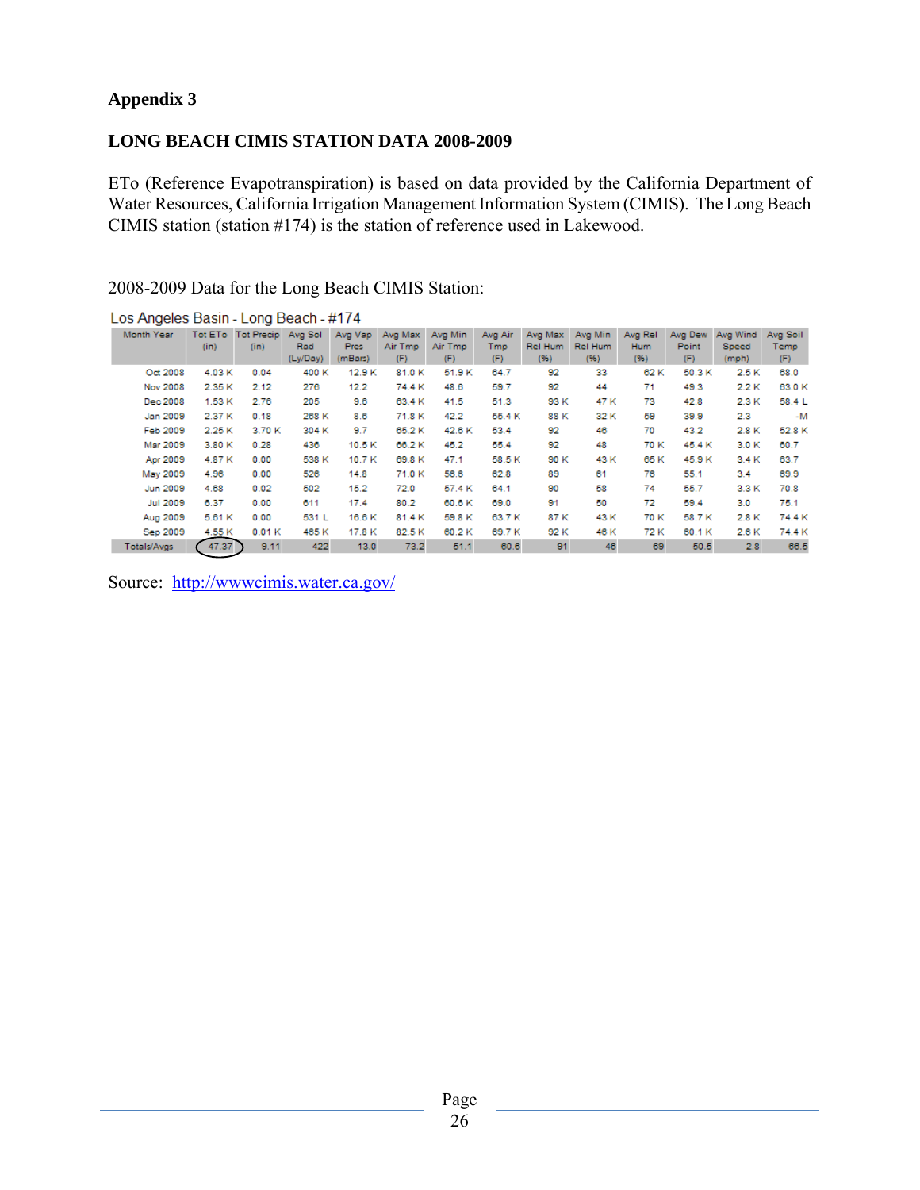**Appendix 3**

**LONG BEACH CIMIS STATION DATA 2008-2009**

ETo (Reference Evapotranspiration) is based on data provided by the California Department of Water Resources, California Irrigation Management Information System (CIMIS). The Long Beach CIMIS station (station #174) is the station of reference used in Lakewood.

2008-2009 Data for the Long Beach CIMIS Station:

Los Angeles Basin - Long Beach - #174

| Month Year | Tot ETo (in) | Tot Precip (in) | Avg Sol Rad (Ly/Day) | Avg Vap Pres (mBars) | Avg Max Air Tmp (F) | Avg Min Air Tmp (F) | Avg Air Tmp (F) | Avg Max Rel Hum (%) | Avg Min Rel Hum (%) | Avg Rel Hum (%) | Avg Dew Point (F) | Avg Wind Speed (mph) | Avg Soil Temp (F) |
|---|---|---|---|---|---|---|---|---|---|---|---|---|---|
| Oct 2008 | 4.03 K | 0.04 | 400 K | 12.9 K | 81.0 K | 51.9 K | 64.7 | 92 | 33 | 62 K | 50.3 K | 2.5 K | 68.0 |
| Nov 2008 | 2.35 K | 2.12 | 276 | 12.2 | 74.4 K | 48.6 | 59.7 | 92 | 44 | 71 | 49.3 | 2.2 K | 63.0 K |
| Dec 2008 | 1.53 K | 2.76 | 205 | 9.6 | 63.4 K | 41.5 | 51.3 | 93 K | 47 K | 73 | 42.8 | 2.3 K | 58.4 L |
| Jan 2009 | 2.37 K | 0.18 | 268 K | 8.6 | 71.8 K | 42.2 | 55.4 K | 88 K | 32 K | 59 | 39.9 | 2.3 | -M |
| Feb 2009 | 2.25 K | 3.70 K | 304 K | 9.7 | 65.2 K | 42.6 K | 53.4 | 92 | 46 | 70 | 43.2 | 2.8 K | 52.8 K |
| Mar 2009 | 3.80 K | 0.28 | 436 | 10.5 K | 66.2 K | 45.2 | 55.4 | 92 | 48 | 70 K | 45.4 K | 3.0 K | 60.7 |
| Apr 2009 | 4.87 K | 0.00 | 538 K | 10.7 K | 69.8 K | 47.1 | 58.5 K | 90 K | 43 K | 65 K | 45.9 K | 3.4 K | 63.7 |
| May 2009 | 4.96 | 0.00 | 526 | 14.8 | 71.0 K | 56.6 | 62.8 | 89 | 61 | 76 | 55.1 | 3.4 | 69.9 |
| Jun 2009 | 4.68 | 0.02 | 502 | 15.2 | 72.0 | 57.4 K | 64.1 | 90 | 58 | 74 | 55.7 | 3.3 K | 70.8 |
| Jul 2009 | 6.37 | 0.00 | 611 | 17.4 | 80.2 | 60.6 K | 69.0 | 91 | 50 | 72 | 59.4 | 3.0 | 75.1 |
| Aug 2009 | 5.61 K | 0.00 | 531 L | 16.6 K | 81.4 K | 59.8 K | 63.7 K | 87 K | 43 K | 70 K | 58.7 K | 2.8 K | 74.4 K |
| Sep 2009 | 4.55 K | 0.01 K | 465 K | 17.8 K | 82.5 K | 60.2 K | 69.7 K | 92 K | 46 K | 72 K | 60.1 K | 2.6 K | 74.4 K |
| Totals/Avgs | 47.37 | 9.11 | 422 | 13.0 | 73.2 | 51.1 | 60.6 | 91 | 46 | 69 | 50.5 | 2.8 | 66.5 |

Source: http://wwwcimis.water.ca.gov/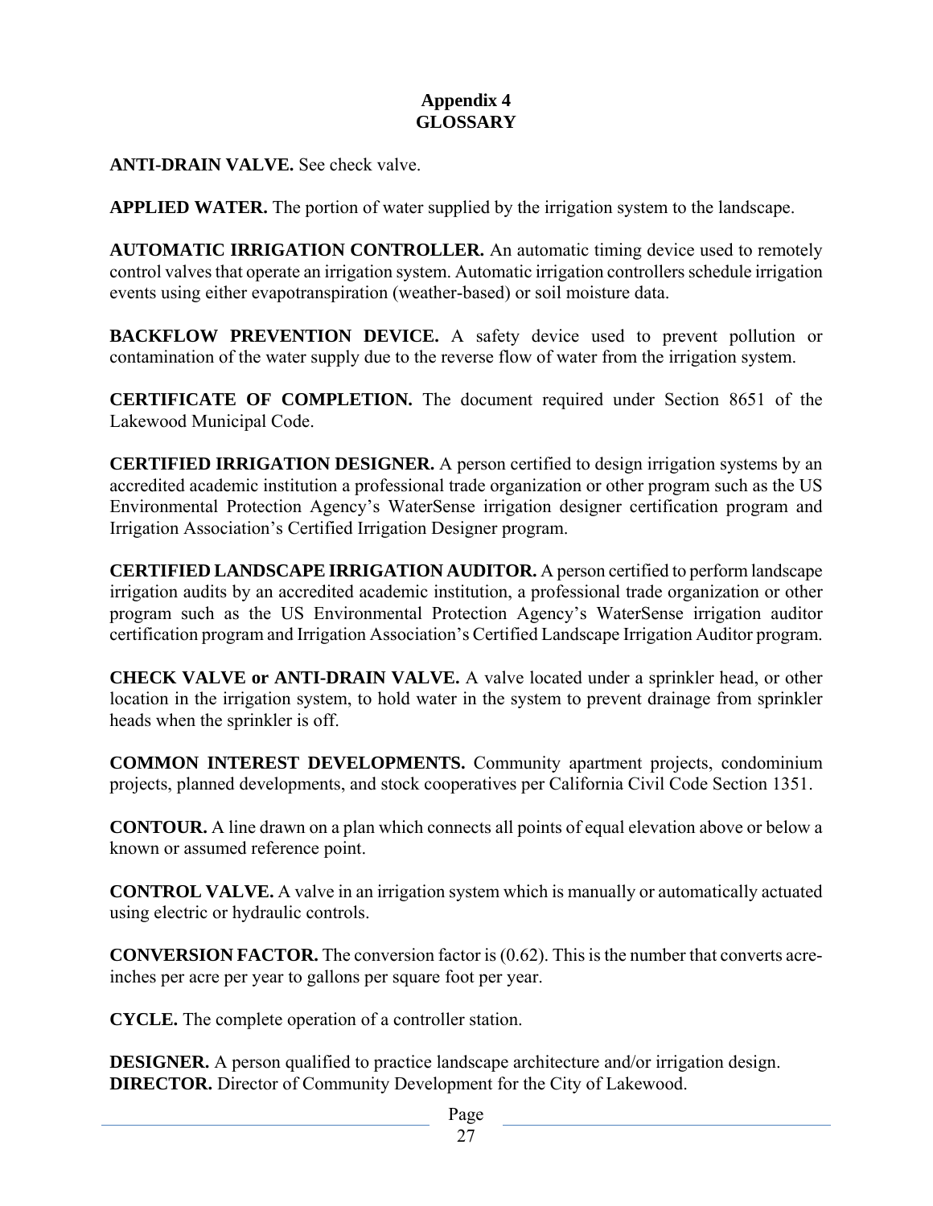# Appendix 4
# GLOSSARY

**ANTI-DRAIN VALVE.** See check valve.

**APPLIED WATER.** The portion of water supplied by the irrigation system to the landscape.

**AUTOMATIC IRRIGATION CONTROLLER.** An automatic timing device used to remotely control valves that operate an irrigation system. Automatic irrigation controllers schedule irrigation events using either evapotranspiration (weather-based) or soil moisture data.

**BACKFLOW PREVENTION DEVICE.** A safety device used to prevent pollution or contamination of the water supply due to the reverse flow of water from the irrigation system.

**CERTIFICATE OF COMPLETION.** The document required under Section 8651 of the Lakewood Municipal Code.

**CERTIFIED IRRIGATION DESIGNER.** A person certified to design irrigation systems by an accredited academic institution a professional trade organization or other program such as the US Environmental Protection Agency's WaterSense irrigation designer certification program and Irrigation Association's Certified Irrigation Designer program.

**CERTIFIED LANDSCAPE IRRIGATION AUDITOR.** A person certified to perform landscape irrigation audits by an accredited academic institution, a professional trade organization or other program such as the US Environmental Protection Agency's WaterSense irrigation auditor certification program and Irrigation Association's Certified Landscape Irrigation Auditor program.

**CHECK VALVE or ANTI-DRAIN VALVE.** A valve located under a sprinkler head, or other location in the irrigation system, to hold water in the system to prevent drainage from sprinkler heads when the sprinkler is off.

**COMMON INTEREST DEVELOPMENTS.** Community apartment projects, condominium projects, planned developments, and stock cooperatives per California Civil Code Section 1351.

**CONTOUR.** A line drawn on a plan which connects all points of equal elevation above or below a known or assumed reference point.

**CONTROL VALVE.** A valve in an irrigation system which is manually or automatically actuated using electric or hydraulic controls.

**CONVERSION FACTOR.** The conversion factor is (0.62). This is the number that converts acre-inches per acre per year to gallons per square foot per year.

**CYCLE.** The complete operation of a controller station.

**DESIGNER.** A person qualified to practice landscape architecture and/or irrigation design.
**DIRECTOR.** Director of Community Development for the City of Lakewood.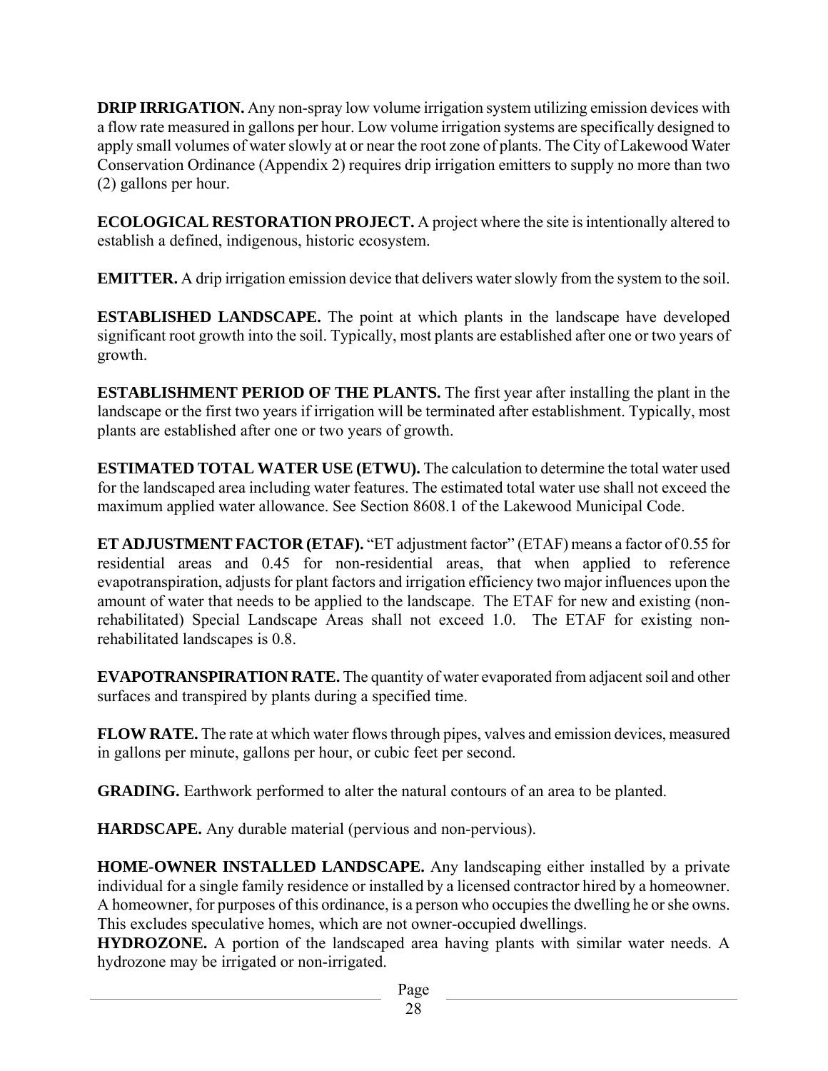**DRIP IRRIGATION.** Any non-spray low volume irrigation system utilizing emission devices with a flow rate measured in gallons per hour. Low volume irrigation systems are specifically designed to apply small volumes of water slowly at or near the root zone of plants. The City of Lakewood Water Conservation Ordinance (Appendix 2) requires drip irrigation emitters to supply no more than two (2) gallons per hour.

**ECOLOGICAL RESTORATION PROJECT.** A project where the site is intentionally altered to establish a defined, indigenous, historic ecosystem.

**EMITTER.** A drip irrigation emission device that delivers water slowly from the system to the soil.

**ESTABLISHED LANDSCAPE.** The point at which plants in the landscape have developed significant root growth into the soil. Typically, most plants are established after one or two years of growth.

**ESTABLISHMENT PERIOD OF THE PLANTS.** The first year after installing the plant in the landscape or the first two years if irrigation will be terminated after establishment. Typically, most plants are established after one or two years of growth.

**ESTIMATED TOTAL WATER USE (ETWU).** The calculation to determine the total water used for the landscaped area including water features. The estimated total water use shall not exceed the maximum applied water allowance. See Section 8608.1 of the Lakewood Municipal Code.

**ET ADJUSTMENT FACTOR (ETAF).** "ET adjustment factor" (ETAF) means a factor of 0.55 for residential areas and 0.45 for non-residential areas, that when applied to reference evapotranspiration, adjusts for plant factors and irrigation efficiency two major influences upon the amount of water that needs to be applied to the landscape. The ETAF for new and existing (non-rehabilitated) Special Landscape Areas shall not exceed 1.0. The ETAF for existing non-rehabilitated landscapes is 0.8.

**EVAPOTRANSPIRATION RATE.** The quantity of water evaporated from adjacent soil and other surfaces and transpired by plants during a specified time.

**FLOW RATE.** The rate at which water flows through pipes, valves and emission devices, measured in gallons per minute, gallons per hour, or cubic feet per second.

**GRADING.** Earthwork performed to alter the natural contours of an area to be planted.

**HARDSCAPE.** Any durable material (pervious and non-pervious).

**HOME-OWNER INSTALLED LANDSCAPE.** Any landscaping either installed by a private individual for a single family residence or installed by a licensed contractor hired by a homeowner. A homeowner, for purposes of this ordinance, is a person who occupies the dwelling he or she owns. This excludes speculative homes, which are not owner-occupied dwellings.

**HYDROZONE.** A portion of the landscaped area having plants with similar water needs. A hydrozone may be irrigated or non-irrigated.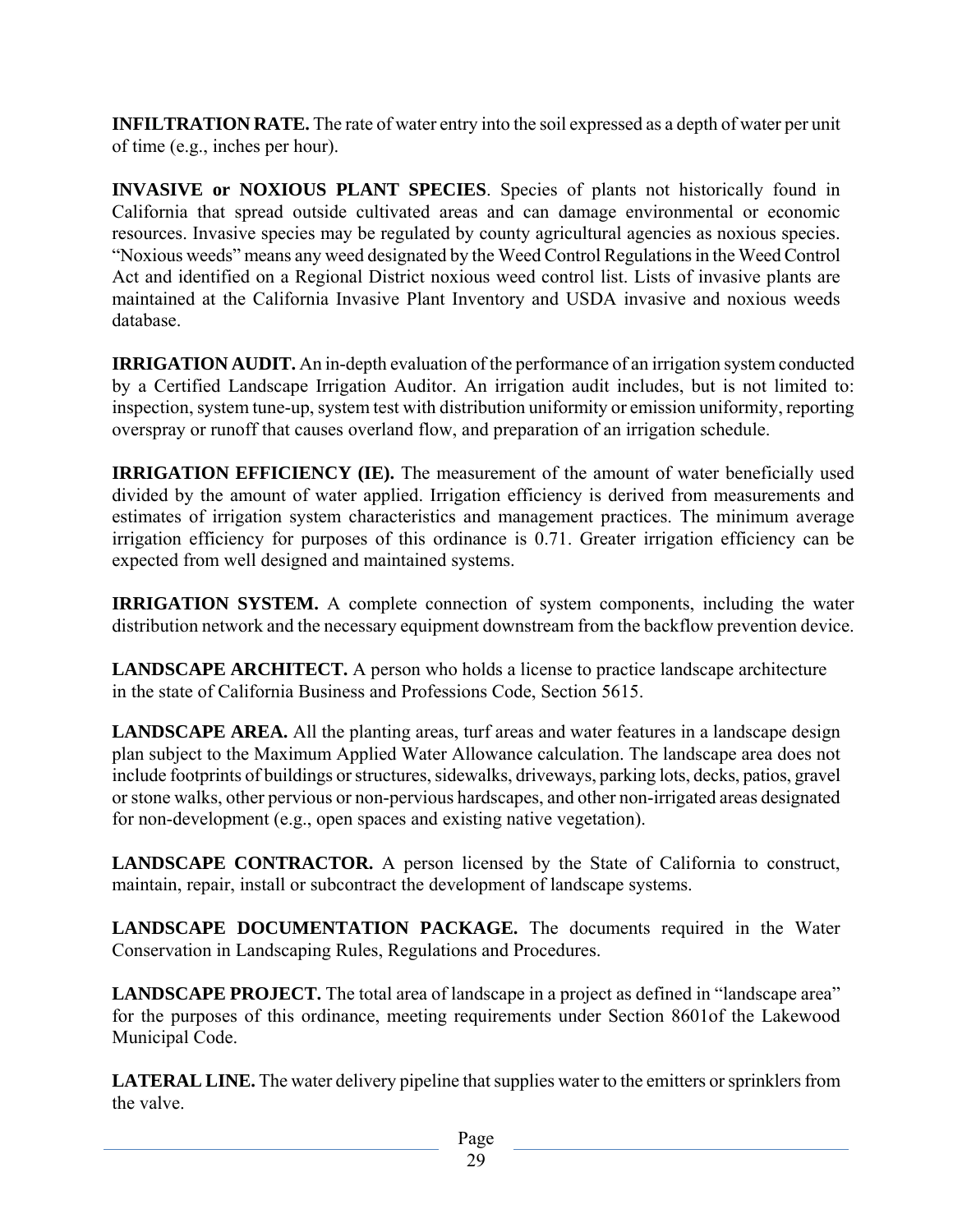**INFILTRATION RATE.** The rate of water entry into the soil expressed as a depth of water per unit of time (e.g., inches per hour).

**INVASIVE or NOXIOUS PLANT SPECIES**. Species of plants not historically found in California that spread outside cultivated areas and can damage environmental or economic resources. Invasive species may be regulated by county agricultural agencies as noxious species. "Noxious weeds" means any weed designated by the Weed Control Regulations in the Weed Control Act and identified on a Regional District noxious weed control list. Lists of invasive plants are maintained at the California Invasive Plant Inventory and USDA invasive and noxious weeds database.

**IRRIGATION AUDIT.** An in-depth evaluation of the performance of an irrigation system conducted by a Certified Landscape Irrigation Auditor. An irrigation audit includes, but is not limited to: inspection, system tune-up, system test with distribution uniformity or emission uniformity, reporting overspray or runoff that causes overland flow, and preparation of an irrigation schedule.

**IRRIGATION EFFICIENCY (IE).** The measurement of the amount of water beneficially used divided by the amount of water applied. Irrigation efficiency is derived from measurements and estimates of irrigation system characteristics and management practices. The minimum average irrigation efficiency for purposes of this ordinance is 0.71. Greater irrigation efficiency can be expected from well designed and maintained systems.

**IRRIGATION SYSTEM.** A complete connection of system components, including the water distribution network and the necessary equipment downstream from the backflow prevention device.

**LANDSCAPE ARCHITECT.** A person who holds a license to practice landscape architecture in the state of California Business and Professions Code, Section 5615.

**LANDSCAPE AREA.** All the planting areas, turf areas and water features in a landscape design plan subject to the Maximum Applied Water Allowance calculation. The landscape area does not include footprints of buildings or structures, sidewalks, driveways, parking lots, decks, patios, gravel or stone walks, other pervious or non-pervious hardscapes, and other non-irrigated areas designated for non-development (e.g., open spaces and existing native vegetation).

**LANDSCAPE CONTRACTOR.** A person licensed by the State of California to construct, maintain, repair, install or subcontract the development of landscape systems.

**LANDSCAPE DOCUMENTATION PACKAGE.** The documents required in the Water Conservation in Landscaping Rules, Regulations and Procedures.

**LANDSCAPE PROJECT.** The total area of landscape in a project as defined in "landscape area" for the purposes of this ordinance, meeting requirements under Section 8601of the Lakewood Municipal Code.

**LATERAL LINE.** The water delivery pipeline that supplies water to the emitters or sprinklers from the valve.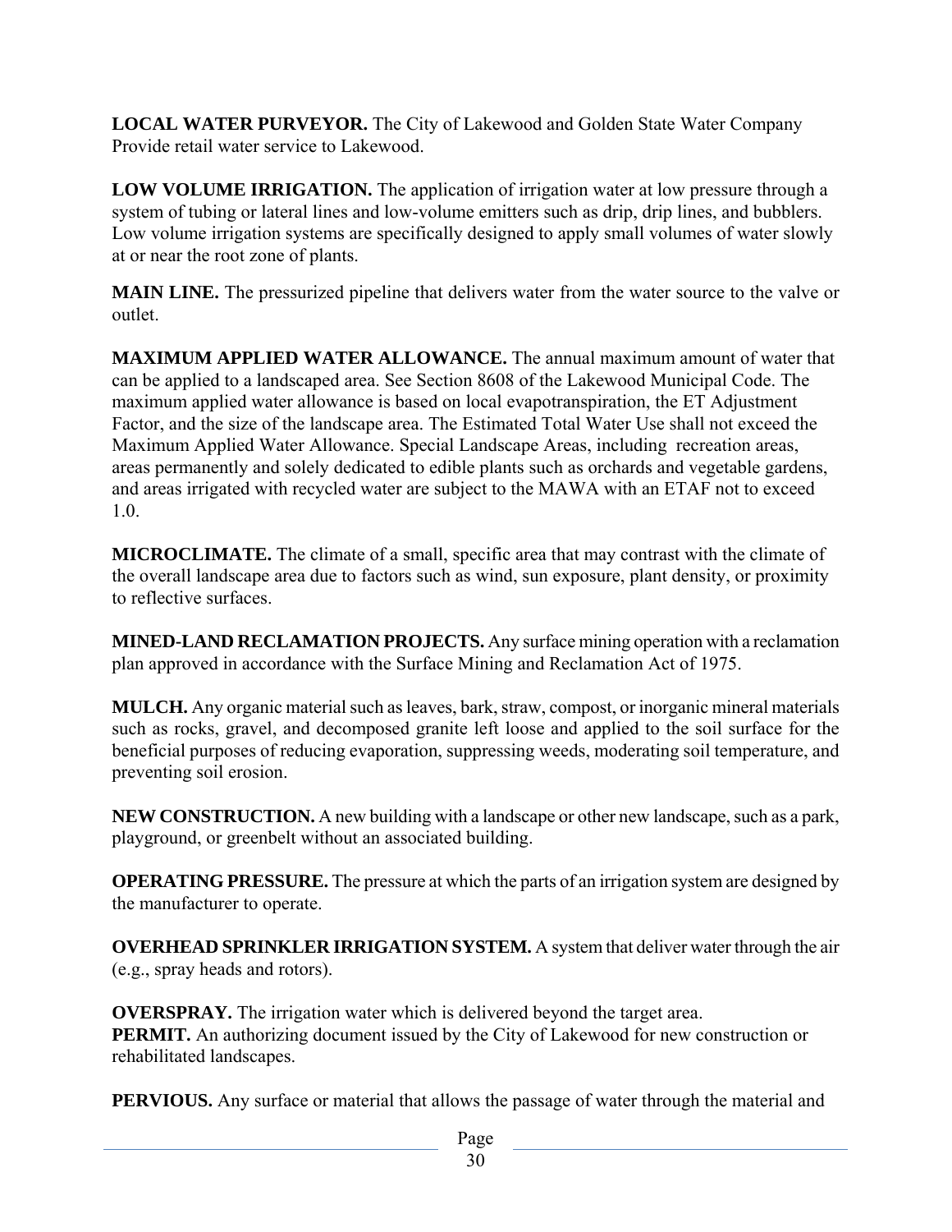**LOCAL WATER PURVEYOR.** The City of Lakewood and Golden State Water Company Provide retail water service to Lakewood.

**LOW VOLUME IRRIGATION.** The application of irrigation water at low pressure through a system of tubing or lateral lines and low-volume emitters such as drip, drip lines, and bubblers. Low volume irrigation systems are specifically designed to apply small volumes of water slowly at or near the root zone of plants.

**MAIN LINE.** The pressurized pipeline that delivers water from the water source to the valve or outlet.

**MAXIMUM APPLIED WATER ALLOWANCE.** The annual maximum amount of water that can be applied to a landscaped area. See Section 8608 of the Lakewood Municipal Code. The maximum applied water allowance is based on local evapotranspiration, the ET Adjustment Factor, and the size of the landscape area. The Estimated Total Water Use shall not exceed the Maximum Applied Water Allowance. Special Landscape Areas, including recreation areas, areas permanently and solely dedicated to edible plants such as orchards and vegetable gardens, and areas irrigated with recycled water are subject to the MAWA with an ETAF not to exceed 1.0.

**MICROCLIMATE.** The climate of a small, specific area that may contrast with the climate of the overall landscape area due to factors such as wind, sun exposure, plant density, or proximity to reflective surfaces.

**MINED-LAND RECLAMATION PROJECTS.** Any surface mining operation with a reclamation plan approved in accordance with the Surface Mining and Reclamation Act of 1975.

**MULCH.** Any organic material such as leaves, bark, straw, compost, or inorganic mineral materials such as rocks, gravel, and decomposed granite left loose and applied to the soil surface for the beneficial purposes of reducing evaporation, suppressing weeds, moderating soil temperature, and preventing soil erosion.

**NEW CONSTRUCTION.** A new building with a landscape or other new landscape, such as a park, playground, or greenbelt without an associated building.

**OPERATING PRESSURE.** The pressure at which the parts of an irrigation system are designed by the manufacturer to operate.

**OVERHEAD SPRINKLER IRRIGATION SYSTEM.** A system that deliver water through the air (e.g., spray heads and rotors).

**OVERSPRAY.** The irrigation water which is delivered beyond the target area.
**PERMIT.** An authorizing document issued by the City of Lakewood for new construction or rehabilitated landscapes.

**PERVIOUS.** Any surface or material that allows the passage of water through the material and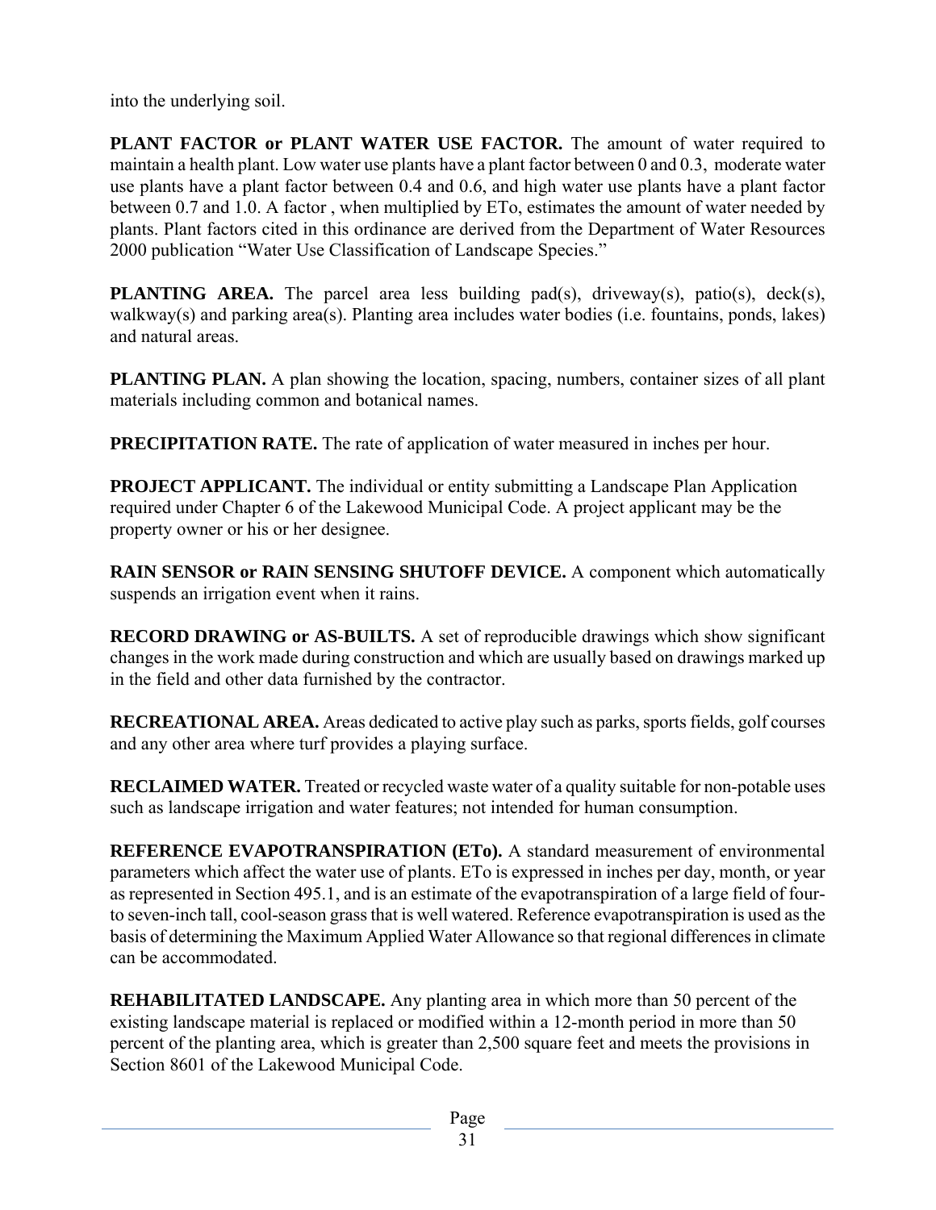into the underlying soil.

**PLANT FACTOR or PLANT WATER USE FACTOR.** The amount of water required to maintain a health plant. Low water use plants have a plant factor between 0 and 0.3, moderate water use plants have a plant factor between 0.4 and 0.6, and high water use plants have a plant factor between 0.7 and 1.0. A factor , when multiplied by ETo, estimates the amount of water needed by plants. Plant factors cited in this ordinance are derived from the Department of Water Resources 2000 publication "Water Use Classification of Landscape Species."

**PLANTING AREA.** The parcel area less building pad(s), driveway(s), patio(s), deck(s), walkway(s) and parking area(s). Planting area includes water bodies (i.e. fountains, ponds, lakes) and natural areas.

**PLANTING PLAN.** A plan showing the location, spacing, numbers, container sizes of all plant materials including common and botanical names.

**PRECIPITATION RATE.** The rate of application of water measured in inches per hour.

**PROJECT APPLICANT.** The individual or entity submitting a Landscape Plan Application required under Chapter 6 of the Lakewood Municipal Code. A project applicant may be the property owner or his or her designee.

**RAIN SENSOR or RAIN SENSING SHUTOFF DEVICE.** A component which automatically suspends an irrigation event when it rains.

**RECORD DRAWING or AS-BUILTS.** A set of reproducible drawings which show significant changes in the work made during construction and which are usually based on drawings marked up in the field and other data furnished by the contractor.

**RECREATIONAL AREA.** Areas dedicated to active play such as parks, sports fields, golf courses and any other area where turf provides a playing surface.

**RECLAIMED WATER.** Treated or recycled waste water of a quality suitable for non-potable uses such as landscape irrigation and water features; not intended for human consumption.

**REFERENCE EVAPOTRANSPIRATION (ETo).** A standard measurement of environmental parameters which affect the water use of plants. ETo is expressed in inches per day, month, or year as represented in Section 495.1, and is an estimate of the evapotranspiration of a large field of four- to seven-inch tall, cool-season grass that is well watered. Reference evapotranspiration is used as the basis of determining the Maximum Applied Water Allowance so that regional differences in climate can be accommodated.

**REHABILITATED LANDSCAPE.** Any planting area in which more than 50 percent of the existing landscape material is replaced or modified within a 12-month period in more than 50 percent of the planting area, which is greater than 2,500 square feet and meets the provisions in Section 8601 of the Lakewood Municipal Code.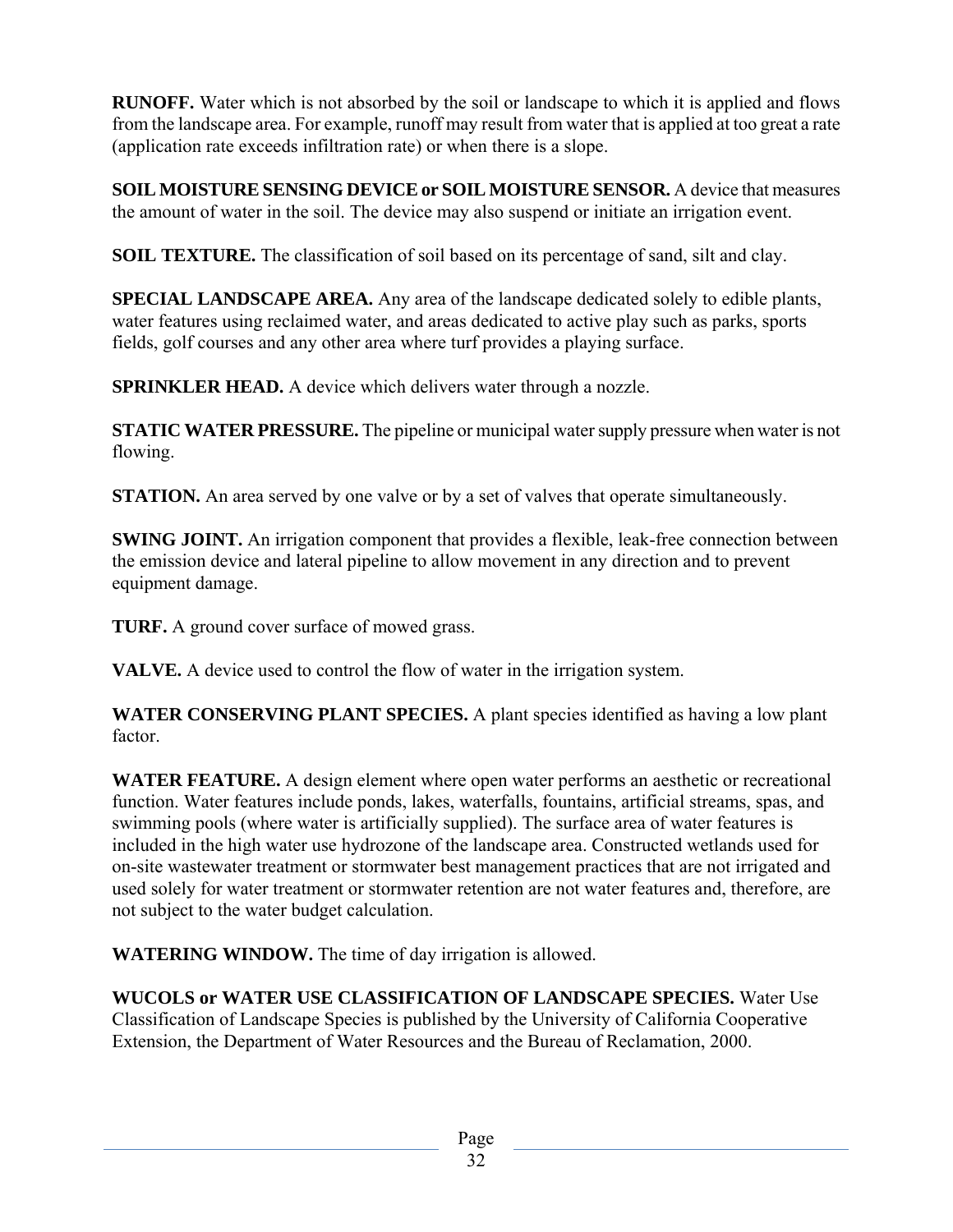**RUNOFF.** Water which is not absorbed by the soil or landscape to which it is applied and flows from the landscape area. For example, runoff may result from water that is applied at too great a rate (application rate exceeds infiltration rate) or when there is a slope.

**SOIL MOISTURE SENSING DEVICE or SOIL MOISTURE SENSOR.** A device that measures the amount of water in the soil. The device may also suspend or initiate an irrigation event.

**SOIL TEXTURE.** The classification of soil based on its percentage of sand, silt and clay.

**SPECIAL LANDSCAPE AREA.** Any area of the landscape dedicated solely to edible plants, water features using reclaimed water, and areas dedicated to active play such as parks, sports fields, golf courses and any other area where turf provides a playing surface.

**SPRINKLER HEAD.** A device which delivers water through a nozzle.

**STATIC WATER PRESSURE.** The pipeline or municipal water supply pressure when water is not flowing.

**STATION.** An area served by one valve or by a set of valves that operate simultaneously.

**SWING JOINT.** An irrigation component that provides a flexible, leak-free connection between the emission device and lateral pipeline to allow movement in any direction and to prevent equipment damage.

**TURF.** A ground cover surface of mowed grass.

**VALVE.** A device used to control the flow of water in the irrigation system.

**WATER CONSERVING PLANT SPECIES.** A plant species identified as having a low plant factor.

**WATER FEATURE.** A design element where open water performs an aesthetic or recreational function. Water features include ponds, lakes, waterfalls, fountains, artificial streams, spas, and swimming pools (where water is artificially supplied). The surface area of water features is included in the high water use hydrozone of the landscape area. Constructed wetlands used for on-site wastewater treatment or stormwater best management practices that are not irrigated and used solely for water treatment or stormwater retention are not water features and, therefore, are not subject to the water budget calculation.

**WATERING WINDOW.** The time of day irrigation is allowed.

**WUCOLS or WATER USE CLASSIFICATION OF LANDSCAPE SPECIES.** Water Use Classification of Landscape Species is published by the University of California Cooperative Extension, the Department of Water Resources and the Bureau of Reclamation, 2000.